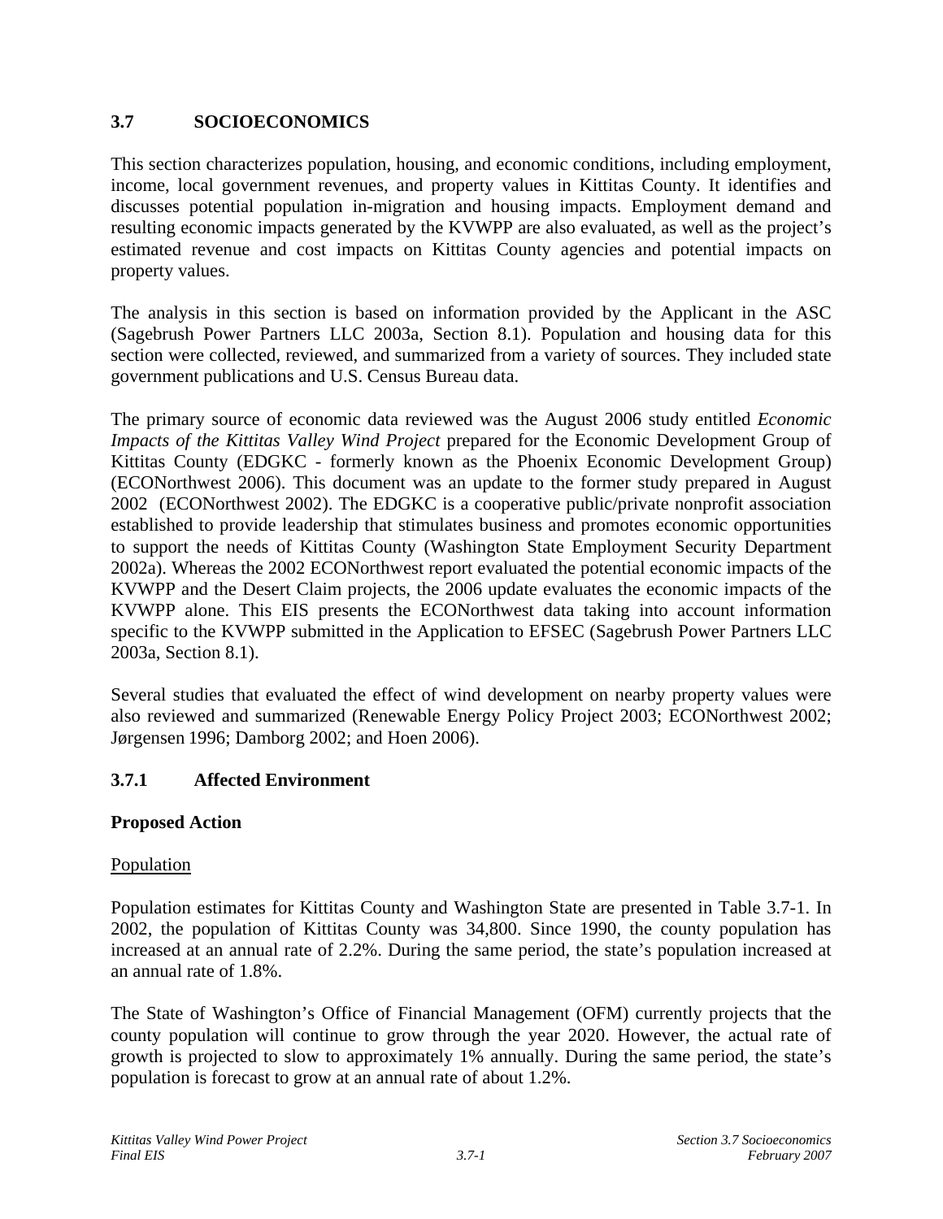## 3.7 SOCIOECONOMICS

This section characterizes population, housing, and economic conditions, including employment, income, local government revenues, and property values in Kittitas County. It identifies and discusses potential population in-migration and housing impacts. Employment demand and resulting economic impacts generated by the KVWPP are also evaluated, as well as the project's estimated revenue and cost impacts on Kittitas County agencies and potential impacts on property values.

The analysis in this section is based on information provided by the Applicant in the ASC (Sagebrush Power Partners LLC 2003a, Section 8.1). Population and housing data for this section were collected, reviewed, and summarized from a variety of sources. They included state government publications and U.S. Census Bureau data.

The primary source of economic data reviewed was the August 2006 study entitled *Economic Impacts of the Kittitas Valley Wind Project* prepared for the Economic Development Group of Kittitas County (EDGKC - formerly known as the Phoenix Economic Development Group) (ECONorthwest 2006). This document was an update to the former study prepared in August 2002 (ECONorthwest 2002). The EDGKC is a cooperative public/private nonprofit association established to provide leadership that stimulates business and promotes economic opportunities to support the needs of Kittitas County (Washington State Employment Security Department 2002a). Whereas the 2002 ECONorthwest report evaluated the potential economic impacts of the KVWPP and the Desert Claim projects, the 2006 update evaluates the economic impacts of the KVWPP alone. This EIS presents the ECONorthwest data taking into account information specific to the KVWPP submitted in the Application to EFSEC (Sagebrush Power Partners LLC 2003a, Section 8.1).

Several studies that evaluated the effect of wind development on nearby property values were also reviewed and summarized (Renewable Energy Policy Project 2003; ECONorthwest 2002; Jørgensen 1996; Damborg 2002; and Hoen 2006).

### 3.7.1 Affected Environment

**Proposed Action**

<u>Population</u>

Population estimates for Kittitas County and Washington State are presented in Table 3.7-1. In 2002, the population of Kittitas County was 34,800. Since 1990, the county population has increased at an annual rate of 2.2%. During the same period, the state's population increased at an annual rate of 1.8%.

The State of Washington's Office of Financial Management (OFM) currently projects that the county population will continue to grow through the year 2020. However, the actual rate of growth is projected to slow to approximately 1% annually. During the same period, the state's population is forecast to grow at an annual rate of about 1.2%.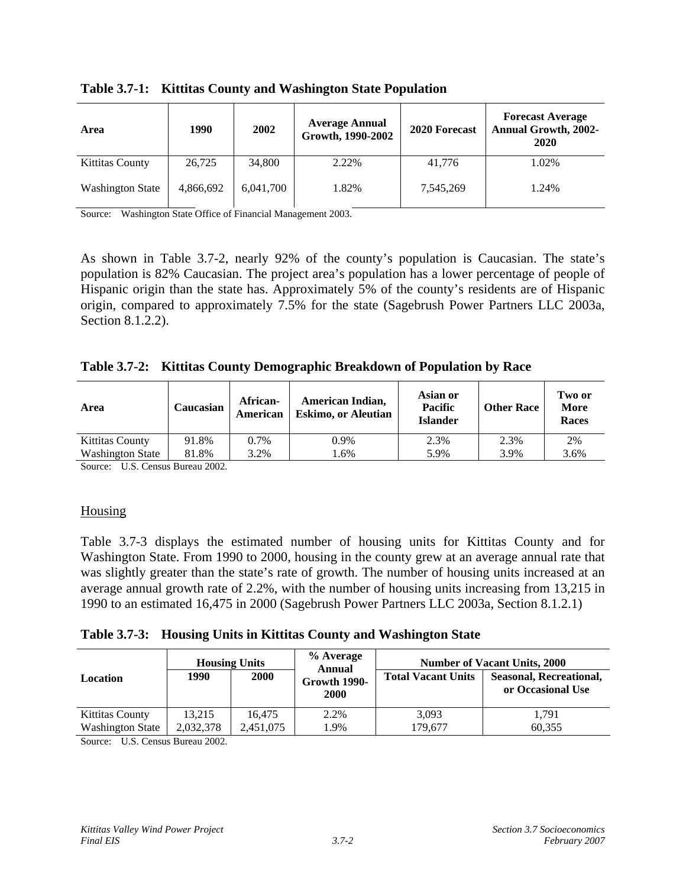**Table 3.7-1: Kittitas County and Washington State Population**

| Area | 1990 | 2002 | Average Annual Growth, 1990-2002 | 2020 Forecast | Forecast Average Annual Growth, 2002-2020 |
|---|---|---|---|---|---|
| Kittitas County | 26,725 | 34,800 | 2.22% | 41,776 | 1.02% |
| Washington State | 4,866,692 | 6,041,700 | 1.82% | 7,545,269 | 1.24% |

Source: Washington State Office of Financial Management 2003.

As shown in Table 3.7-2, nearly 92% of the county's population is Caucasian. The state's population is 82% Caucasian. The project area's population has a lower percentage of people of Hispanic origin than the state has. Approximately 5% of the county's residents are of Hispanic origin, compared to approximately 7.5% for the state (Sagebrush Power Partners LLC 2003a, Section 8.1.2.2).

**Table 3.7-2: Kittitas County Demographic Breakdown of Population by Race**

| Area | Caucasian | African-American | American Indian, Eskimo, or Aleutian | Asian or Pacific Islander | Other Race | Two or More Races |
|---|---|---|---|---|---|---|
| Kittitas County | 91.8% | 0.7% | 0.9% | 2.3% | 2.3% | 2% |
| Washington State | 81.8% | 3.2% | 1.6% | 5.9% | 3.9% | 3.6% |

Source: U.S. Census Bureau 2002.

## Housing

Table 3.7-3 displays the estimated number of housing units for Kittitas County and for Washington State. From 1990 to 2000, housing in the county grew at an average annual rate that was slightly greater than the state's rate of growth. The number of housing units increased at an average annual growth rate of 2.2%, with the number of housing units increasing from 13,215 in 1990 to an estimated 16,475 in 2000 (Sagebrush Power Partners LLC 2003a, Section 8.1.2.1)

**Table 3.7-3: Housing Units in Kittitas County and Washington State**

| Location | Housing Units | | % Average Annual Growth 1990-2000 | Number of Vacant Units, 2000 | |
|---|---|---|---|---|---|
| | 1990 | 2000 | | Total Vacant Units | Seasonal, Recreational, or Occasional Use |
| Kittitas County | 13,215 | 16,475 | 2.2% | 3,093 | 1,791 |
| Washington State | 2,032,378 | 2,451,075 | 1.9% | 179,677 | 60,355 |

Source: U.S. Census Bureau 2002.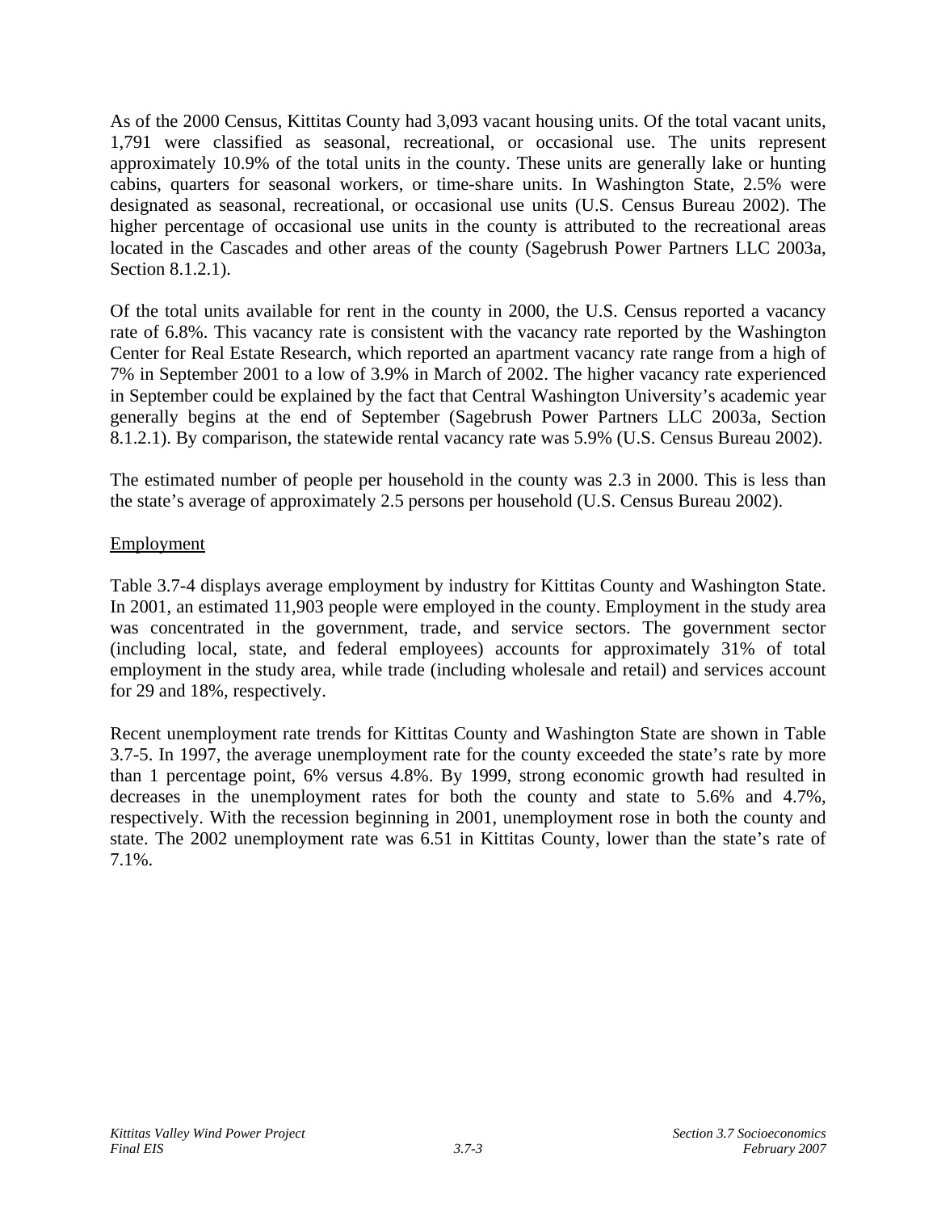As of the 2000 Census, Kittitas County had 3,093 vacant housing units. Of the total vacant units, 1,791 were classified as seasonal, recreational, or occasional use. The units represent approximately 10.9% of the total units in the county. These units are generally lake or hunting cabins, quarters for seasonal workers, or time-share units. In Washington State, 2.5% were designated as seasonal, recreational, or occasional use units (U.S. Census Bureau 2002). The higher percentage of occasional use units in the county is attributed to the recreational areas located in the Cascades and other areas of the county (Sagebrush Power Partners LLC 2003a, Section 8.1.2.1).

Of the total units available for rent in the county in 2000, the U.S. Census reported a vacancy rate of 6.8%. This vacancy rate is consistent with the vacancy rate reported by the Washington Center for Real Estate Research, which reported an apartment vacancy rate range from a high of 7% in September 2001 to a low of 3.9% in March of 2002. The higher vacancy rate experienced in September could be explained by the fact that Central Washington University's academic year generally begins at the end of September (Sagebrush Power Partners LLC 2003a, Section 8.1.2.1). By comparison, the statewide rental vacancy rate was 5.9% (U.S. Census Bureau 2002).

The estimated number of people per household in the county was 2.3 in 2000. This is less than the state's average of approximately 2.5 persons per household (U.S. Census Bureau 2002).

Employment

Table 3.7-4 displays average employment by industry for Kittitas County and Washington State. In 2001, an estimated 11,903 people were employed in the county. Employment in the study area was concentrated in the government, trade, and service sectors. The government sector (including local, state, and federal employees) accounts for approximately 31% of total employment in the study area, while trade (including wholesale and retail) and services account for 29 and 18%, respectively.

Recent unemployment rate trends for Kittitas County and Washington State are shown in Table 3.7-5. In 1997, the average unemployment rate for the county exceeded the state's rate by more than 1 percentage point, 6% versus 4.8%. By 1999, strong economic growth had resulted in decreases in the unemployment rates for both the county and state to 5.6% and 4.7%, respectively. With the recession beginning in 2001, unemployment rose in both the county and state. The 2002 unemployment rate was 6.51 in Kittitas County, lower than the state's rate of 7.1%.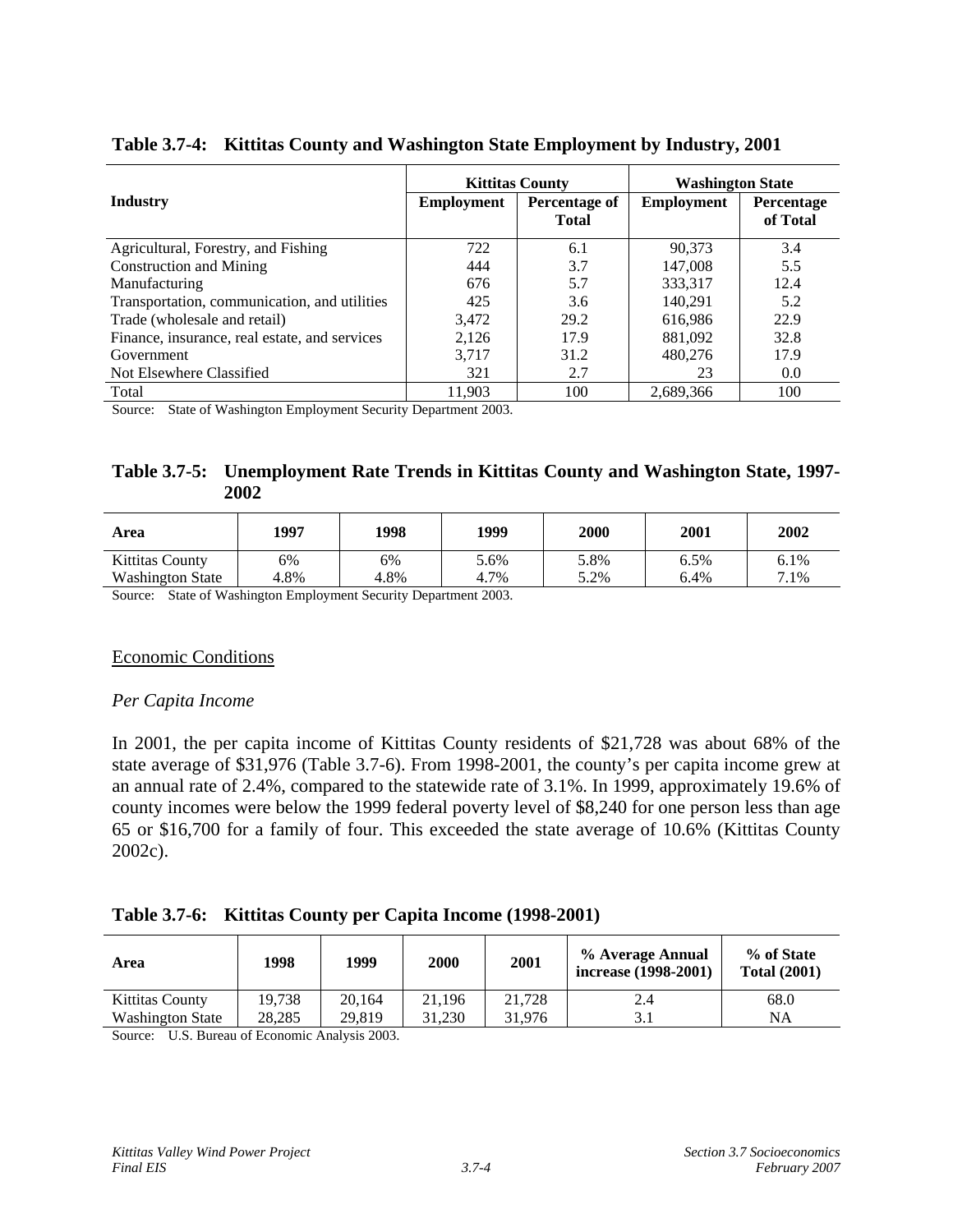**Table 3.7-4: Kittitas County and Washington State Employment by Industry, 2001**

| Industry | Kittitas County | | Washington State | |
|---|---|---|---|---|
| | Employment | Percentage of Total | Employment | Percentage of Total |
| Agricultural, Forestry, and Fishing | 722 | 6.1 | 90,373 | 3.4 |
| Construction and Mining | 444 | 3.7 | 147,008 | 5.5 |
| Manufacturing | 676 | 5.7 | 333,317 | 12.4 |
| Transportation, communication, and utilities | 425 | 3.6 | 140,291 | 5.2 |
| Trade (wholesale and retail) | 3,472 | 29.2 | 616,986 | 22.9 |
| Finance, insurance, real estate, and services | 2,126 | 17.9 | 881,092 | 32.8 |
| Government | 3,717 | 31.2 | 480,276 | 17.9 |
| Not Elsewhere Classified | 321 | 2.7 | 23 | 0.0 |
| Total | 11,903 | 100 | 2,689,366 | 100 |

Source: State of Washington Employment Security Department 2003.

**Table 3.7-5: Unemployment Rate Trends in Kittitas County and Washington State, 1997-2002**

| Area | 1997 | 1998 | 1999 | 2000 | 2001 | 2002 |
|---|---|---|---|---|---|---|
| Kittitas County | 6% | 6% | 5.6% | 5.8% | 6.5% | 6.1% |
| Washington State | 4.8% | 4.8% | 4.7% | 5.2% | 6.4% | 7.1% |

Source: State of Washington Employment Security Department 2003.

## Economic Conditions

*Per Capita Income*

In 2001, the per capita income of Kittitas County residents of $21,728 was about 68% of the state average of $31,976 (Table 3.7-6). From 1998-2001, the county's per capita income grew at an annual rate of 2.4%, compared to the statewide rate of 3.1%. In 1999, approximately 19.6% of county incomes were below the 1999 federal poverty level of $8,240 for one person less than age 65 or $16,700 for a family of four. This exceeded the state average of 10.6% (Kittitas County 2002c).

**Table 3.7-6: Kittitas County per Capita Income (1998-2001)**

| Area | 1998 | 1999 | 2000 | 2001 | % Average Annual increase (1998-2001) | % of State Total (2001) |
|---|---|---|---|---|---|---|
| Kittitas County | 19,738 | 20,164 | 21,196 | 21,728 | 2.4 | 68.0 |
| Washington State | 28,285 | 29,819 | 31,230 | 31,976 | 3.1 | NA |

Source: U.S. Bureau of Economic Analysis 2003.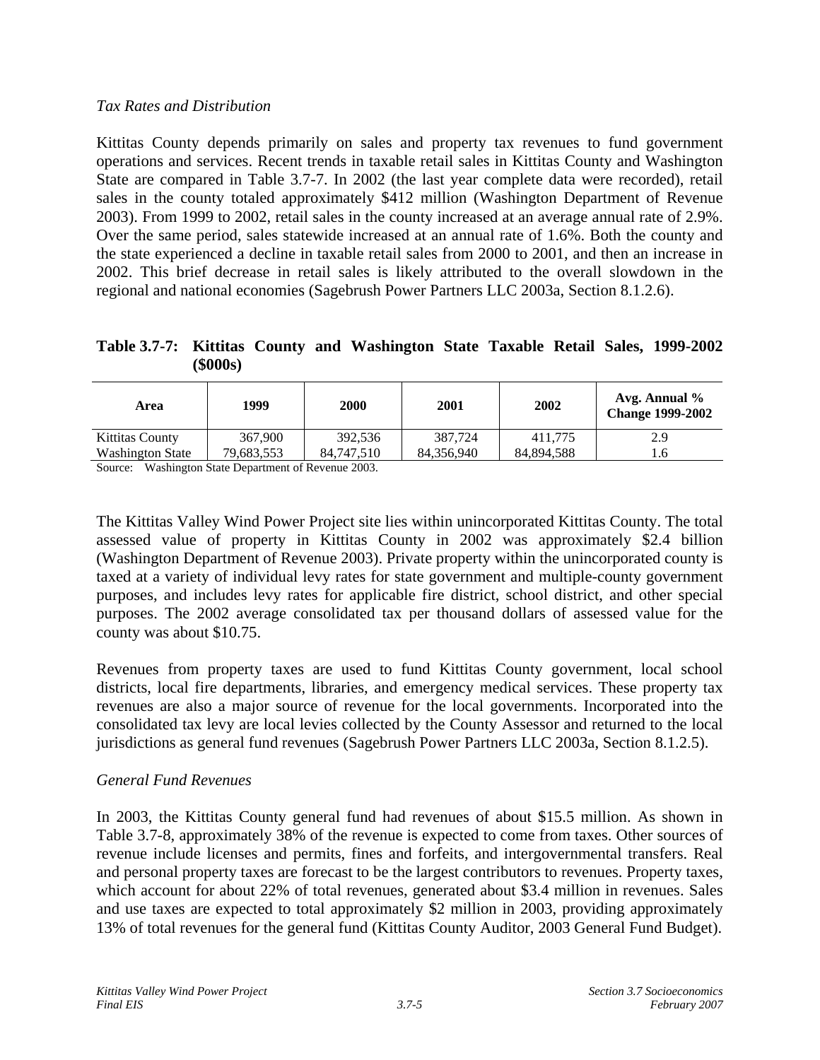*Tax Rates and Distribution*

Kittitas County depends primarily on sales and property tax revenues to fund government operations and services. Recent trends in taxable retail sales in Kittitas County and Washington State are compared in Table 3.7-7. In 2002 (the last year complete data were recorded), retail sales in the county totaled approximately $412 million (Washington Department of Revenue 2003). From 1999 to 2002, retail sales in the county increased at an average annual rate of 2.9%. Over the same period, sales statewide increased at an annual rate of 1.6%. Both the county and the state experienced a decline in taxable retail sales from 2000 to 2001, and then an increase in 2002. This brief decrease in retail sales is likely attributed to the overall slowdown in the regional and national economies (Sagebrush Power Partners LLC 2003a, Section 8.1.2.6).

**Table 3.7-7: Kittitas County and Washington State Taxable Retail Sales, 1999-2002 ($000s)**

| Area | 1999 | 2000 | 2001 | 2002 | Avg. Annual % Change 1999-2002 |
|---|---|---|---|---|---|
| Kittitas County | 367,900 | 392,536 | 387,724 | 411,775 | 2.9 |
| Washington State | 79,683,553 | 84,747,510 | 84,356,940 | 84,894,588 | 1.6 |

Source: Washington State Department of Revenue 2003.

The Kittitas Valley Wind Power Project site lies within unincorporated Kittitas County. The total assessed value of property in Kittitas County in 2002 was approximately $2.4 billion (Washington Department of Revenue 2003). Private property within the unincorporated county is taxed at a variety of individual levy rates for state government and multiple-county government purposes, and includes levy rates for applicable fire district, school district, and other special purposes. The 2002 average consolidated tax per thousand dollars of assessed value for the county was about $10.75.

Revenues from property taxes are used to fund Kittitas County government, local school districts, local fire departments, libraries, and emergency medical services. These property tax revenues are also a major source of revenue for the local governments. Incorporated into the consolidated tax levy are local levies collected by the County Assessor and returned to the local jurisdictions as general fund revenues (Sagebrush Power Partners LLC 2003a, Section 8.1.2.5).

*General Fund Revenues*

In 2003, the Kittitas County general fund had revenues of about $15.5 million. As shown in Table 3.7-8, approximately 38% of the revenue is expected to come from taxes. Other sources of revenue include licenses and permits, fines and forfeits, and intergovernmental transfers. Real and personal property taxes are forecast to be the largest contributors to revenues. Property taxes, which account for about 22% of total revenues, generated about $3.4 million in revenues. Sales and use taxes are expected to total approximately $2 million in 2003, providing approximately 13% of total revenues for the general fund (Kittitas County Auditor, 2003 General Fund Budget).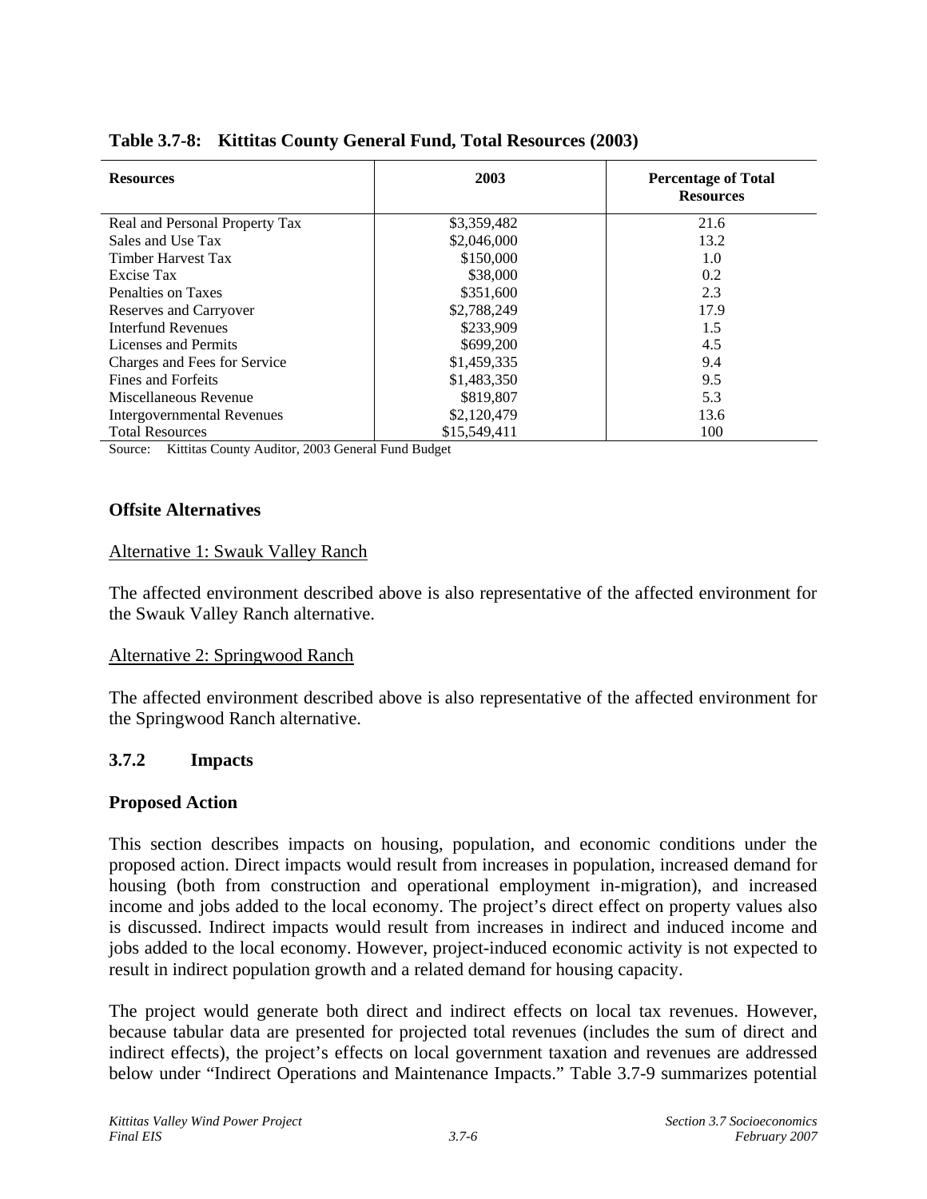**Table 3.7-8: Kittitas County General Fund, Total Resources (2003)**

| Resources | 2003 | Percentage of Total Resources |
|---|---|---|
| Real and Personal Property Tax | $3,359,482 | 21.6 |
| Sales and Use Tax | $2,046,000 | 13.2 |
| Timber Harvest Tax | $150,000 | 1.0 |
| Excise Tax | $38,000 | 0.2 |
| Penalties on Taxes | $351,600 | 2.3 |
| Reserves and Carryover | $2,788,249 | 17.9 |
| Interfund Revenues | $233,909 | 1.5 |
| Licenses and Permits | $699,200 | 4.5 |
| Charges and Fees for Service | $1,459,335 | 9.4 |
| Fines and Forfeits | $1,483,350 | 9.5 |
| Miscellaneous Revenue | $819,807 | 5.3 |
| Intergovernmental Revenues | $2,120,479 | 13.6 |
| Total Resources | $15,549,411 | 100 |

Source: Kittitas County Auditor, 2003 General Fund Budget

### Offsite Alternatives

Alternative 1: Swauk Valley Ranch

The affected environment described above is also representative of the affected environment for the Swauk Valley Ranch alternative.

Alternative 2: Springwood Ranch

The affected environment described above is also representative of the affected environment for the Springwood Ranch alternative.

## 3.7.2 Impacts

### Proposed Action

This section describes impacts on housing, population, and economic conditions under the proposed action. Direct impacts would result from increases in population, increased demand for housing (both from construction and operational employment in-migration), and increased income and jobs added to the local economy. The project's direct effect on property values also is discussed. Indirect impacts would result from increases in indirect and induced income and jobs added to the local economy. However, project-induced economic activity is not expected to result in indirect population growth and a related demand for housing capacity.

The project would generate both direct and indirect effects on local tax revenues. However, because tabular data are presented for projected total revenues (includes the sum of direct and indirect effects), the project's effects on local government taxation and revenues are addressed below under "Indirect Operations and Maintenance Impacts." Table 3.7-9 summarizes potential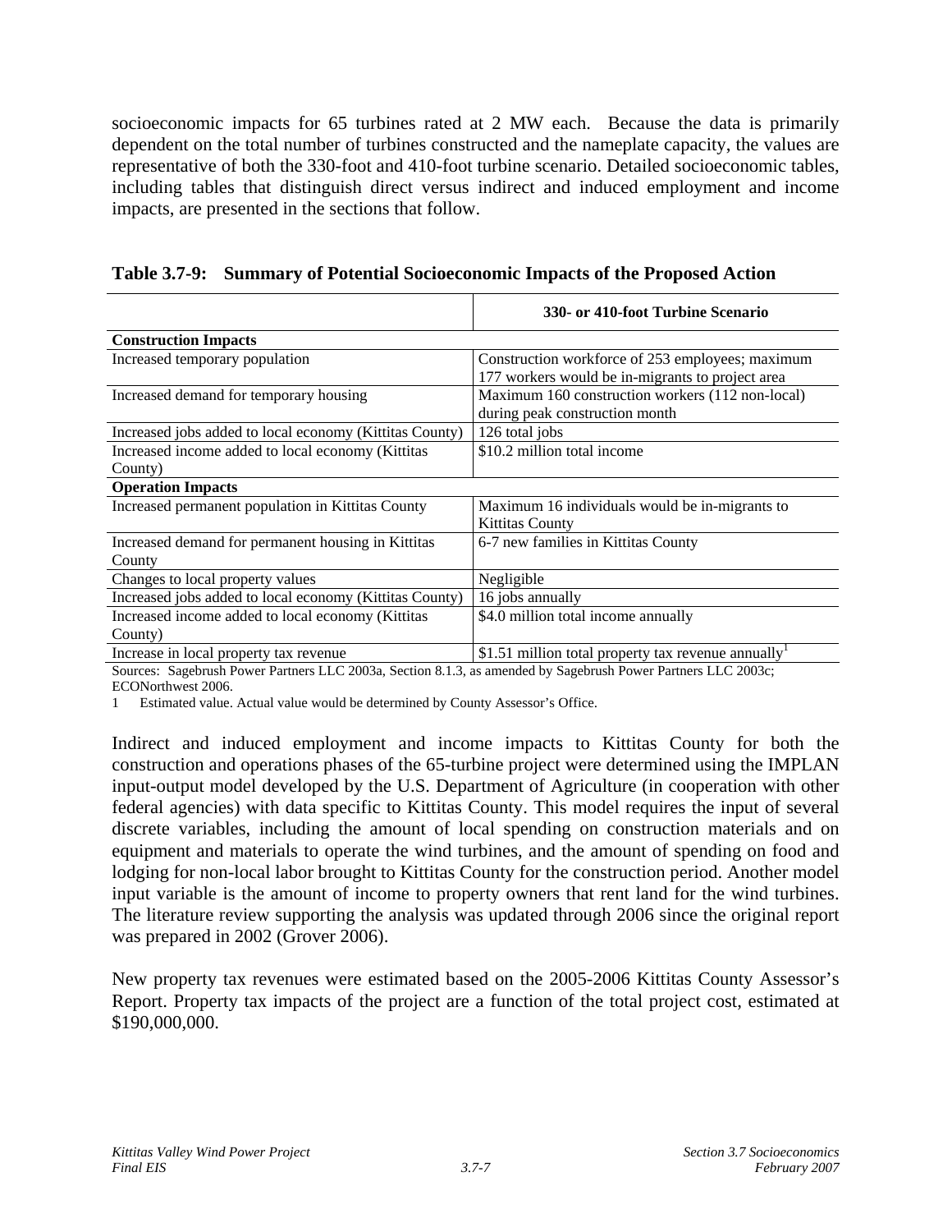socioeconomic impacts for 65 turbines rated at 2 MW each. Because the data is primarily dependent on the total number of turbines constructed and the nameplate capacity, the values are representative of both the 330-foot and 410-foot turbine scenario. Detailed socioeconomic tables, including tables that distinguish direct versus indirect and induced employment and income impacts, are presented in the sections that follow.

**Table 3.7-9: Summary of Potential Socioeconomic Impacts of the Proposed Action**

| | 330- or 410-foot Turbine Scenario |
|---|---|
| **Construction Impacts** | |
| Increased temporary population | Construction workforce of 253 employees; maximum 177 workers would be in-migrants to project area |
| Increased demand for temporary housing | Maximum 160 construction workers (112 non-local) during peak construction month |
| Increased jobs added to local economy (Kittitas County) | 126 total jobs |
| Increased income added to local economy (Kittitas County) | $10.2 million total income |
| **Operation Impacts** | |
| Increased permanent population in Kittitas County | Maximum 16 individuals would be in-migrants to Kittitas County |
| Increased demand for permanent housing in Kittitas County | 6-7 new families in Kittitas County |
| Changes to local property values | Negligible |
| Increased jobs added to local economy (Kittitas County) | 16 jobs annually |
| Increased income added to local economy (Kittitas County) | $4.0 million total income annually |
| Increase in local property tax revenue | $1.51 million total property tax revenue annually[1] |

Sources: Sagebrush Power Partners LLC 2003a, Section 8.1.3, as amended by Sagebrush Power Partners LLC 2003c; ECONorthwest 2006.

1 Estimated value. Actual value would be determined by County Assessor's Office.

Indirect and induced employment and income impacts to Kittitas County for both the construction and operations phases of the 65-turbine project were determined using the IMPLAN input-output model developed by the U.S. Department of Agriculture (in cooperation with other federal agencies) with data specific to Kittitas County. This model requires the input of several discrete variables, including the amount of local spending on construction materials and on equipment and materials to operate the wind turbines, and the amount of spending on food and lodging for non-local labor brought to Kittitas County for the construction period. Another model input variable is the amount of income to property owners that rent land for the wind turbines. The literature review supporting the analysis was updated through 2006 since the original report was prepared in 2002 (Grover 2006).

New property tax revenues were estimated based on the 2005-2006 Kittitas County Assessor's Report. Property tax impacts of the project are a function of the total project cost, estimated at $190,000,000.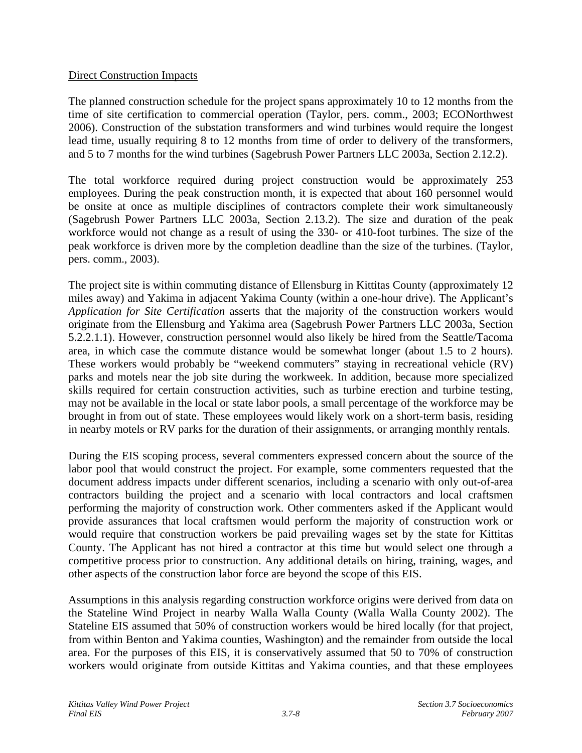Direct Construction Impacts

The planned construction schedule for the project spans approximately 10 to 12 months from the time of site certification to commercial operation (Taylor, pers. comm., 2003; ECONorthwest 2006). Construction of the substation transformers and wind turbines would require the longest lead time, usually requiring 8 to 12 months from time of order to delivery of the transformers, and 5 to 7 months for the wind turbines (Sagebrush Power Partners LLC 2003a, Section 2.12.2).

The total workforce required during project construction would be approximately 253 employees. During the peak construction month, it is expected that about 160 personnel would be onsite at once as multiple disciplines of contractors complete their work simultaneously (Sagebrush Power Partners LLC 2003a, Section 2.13.2). The size and duration of the peak workforce would not change as a result of using the 330- or 410-foot turbines. The size of the peak workforce is driven more by the completion deadline than the size of the turbines. (Taylor, pers. comm., 2003).

The project site is within commuting distance of Ellensburg in Kittitas County (approximately 12 miles away) and Yakima in adjacent Yakima County (within a one-hour drive). The Applicant's *Application for Site Certification* asserts that the majority of the construction workers would originate from the Ellensburg and Yakima area (Sagebrush Power Partners LLC 2003a, Section 5.2.2.1.1). However, construction personnel would also likely be hired from the Seattle/Tacoma area, in which case the commute distance would be somewhat longer (about 1.5 to 2 hours). These workers would probably be "weekend commuters" staying in recreational vehicle (RV) parks and motels near the job site during the workweek. In addition, because more specialized skills required for certain construction activities, such as turbine erection and turbine testing, may not be available in the local or state labor pools, a small percentage of the workforce may be brought in from out of state. These employees would likely work on a short-term basis, residing in nearby motels or RV parks for the duration of their assignments, or arranging monthly rentals.

During the EIS scoping process, several commenters expressed concern about the source of the labor pool that would construct the project. For example, some commenters requested that the document address impacts under different scenarios, including a scenario with only out-of-area contractors building the project and a scenario with local contractors and local craftsmen performing the majority of construction work. Other commenters asked if the Applicant would provide assurances that local craftsmen would perform the majority of construction work or would require that construction workers be paid prevailing wages set by the state for Kittitas County. The Applicant has not hired a contractor at this time but would select one through a competitive process prior to construction. Any additional details on hiring, training, wages, and other aspects of the construction labor force are beyond the scope of this EIS.

Assumptions in this analysis regarding construction workforce origins were derived from data on the Stateline Wind Project in nearby Walla Walla County (Walla Walla County 2002). The Stateline EIS assumed that 50% of construction workers would be hired locally (for that project, from within Benton and Yakima counties, Washington) and the remainder from outside the local area. For the purposes of this EIS, it is conservatively assumed that 50 to 70% of construction workers would originate from outside Kittitas and Yakima counties, and that these employees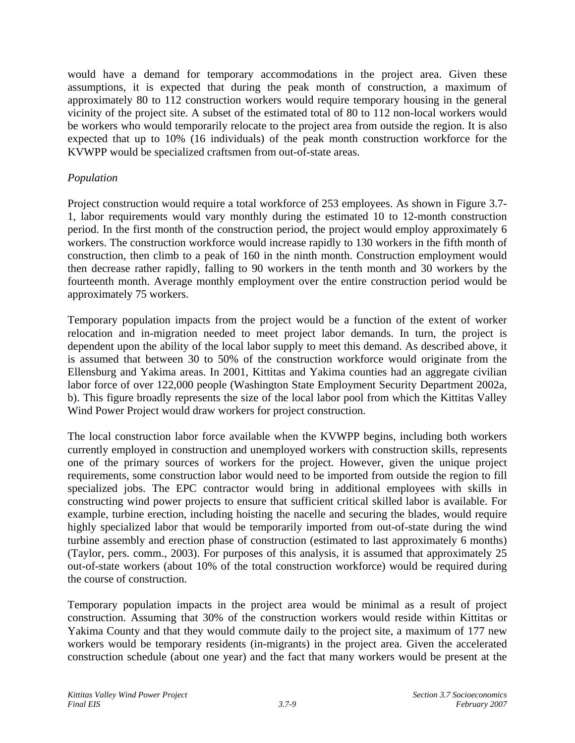would have a demand for temporary accommodations in the project area. Given these assumptions, it is expected that during the peak month of construction, a maximum of approximately 80 to 112 construction workers would require temporary housing in the general vicinity of the project site. A subset of the estimated total of 80 to 112 non-local workers would be workers who would temporarily relocate to the project area from outside the region. It is also expected that up to 10% (16 individuals) of the peak month construction workforce for the KVWPP would be specialized craftsmen from out-of-state areas.

*Population*

Project construction would require a total workforce of 253 employees. As shown in Figure 3.7-1, labor requirements would vary monthly during the estimated 10 to 12-month construction period. In the first month of the construction period, the project would employ approximately 6 workers. The construction workforce would increase rapidly to 130 workers in the fifth month of construction, then climb to a peak of 160 in the ninth month. Construction employment would then decrease rather rapidly, falling to 90 workers in the tenth month and 30 workers by the fourteenth month. Average monthly employment over the entire construction period would be approximately 75 workers.

Temporary population impacts from the project would be a function of the extent of worker relocation and in-migration needed to meet project labor demands. In turn, the project is dependent upon the ability of the local labor supply to meet this demand. As described above, it is assumed that between 30 to 50% of the construction workforce would originate from the Ellensburg and Yakima areas. In 2001, Kittitas and Yakima counties had an aggregate civilian labor force of over 122,000 people (Washington State Employment Security Department 2002a, b). This figure broadly represents the size of the local labor pool from which the Kittitas Valley Wind Power Project would draw workers for project construction.

The local construction labor force available when the KVWPP begins, including both workers currently employed in construction and unemployed workers with construction skills, represents one of the primary sources of workers for the project. However, given the unique project requirements, some construction labor would need to be imported from outside the region to fill specialized jobs. The EPC contractor would bring in additional employees with skills in constructing wind power projects to ensure that sufficient critical skilled labor is available. For example, turbine erection, including hoisting the nacelle and securing the blades, would require highly specialized labor that would be temporarily imported from out-of-state during the wind turbine assembly and erection phase of construction (estimated to last approximately 6 months) (Taylor, pers. comm., 2003). For purposes of this analysis, it is assumed that approximately 25 out-of-state workers (about 10% of the total construction workforce) would be required during the course of construction.

Temporary population impacts in the project area would be minimal as a result of project construction. Assuming that 30% of the construction workers would reside within Kittitas or Yakima County and that they would commute daily to the project site, a maximum of 177 new workers would be temporary residents (in-migrants) in the project area. Given the accelerated construction schedule (about one year) and the fact that many workers would be present at the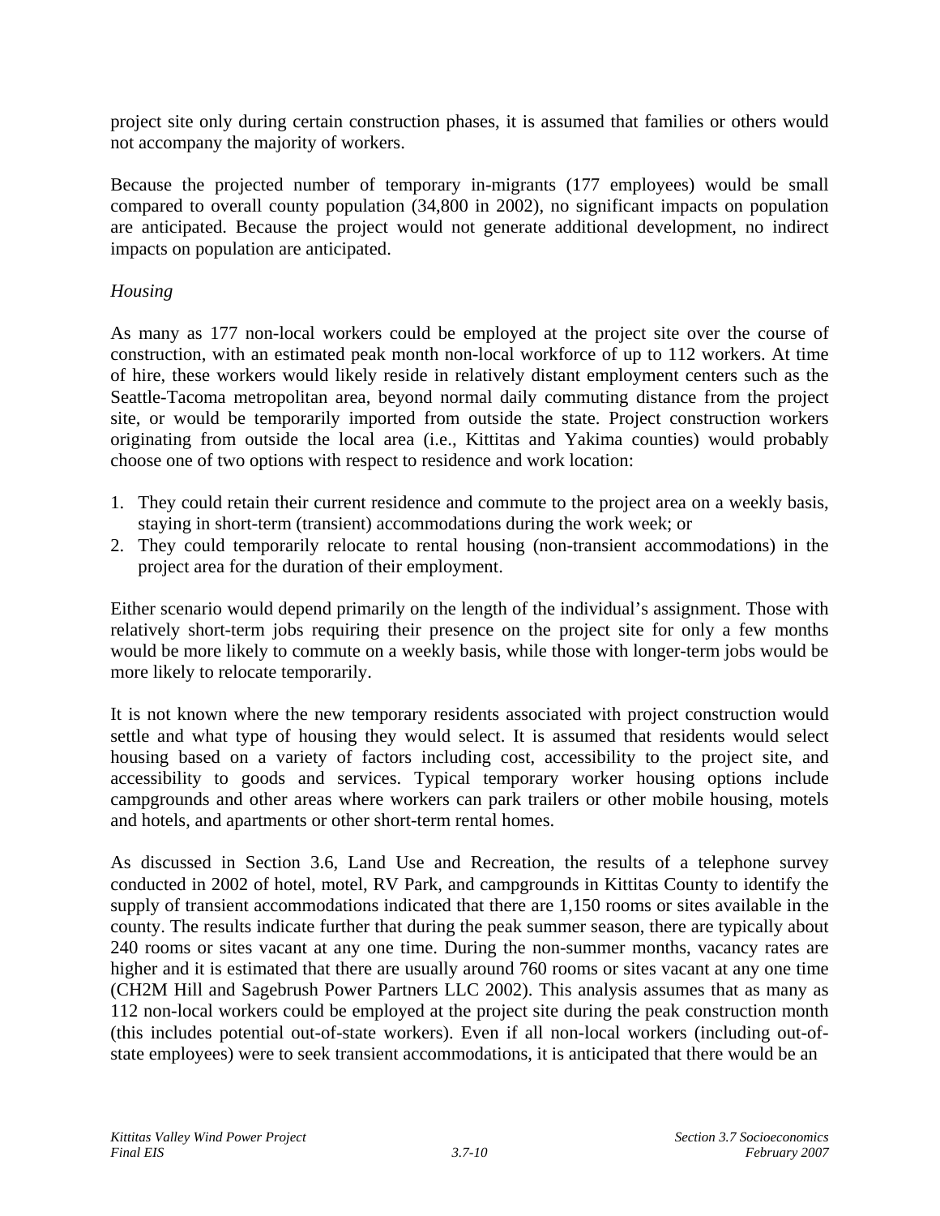project site only during certain construction phases, it is assumed that families or others would not accompany the majority of workers.

Because the projected number of temporary in-migrants (177 employees) would be small compared to overall county population (34,800 in 2002), no significant impacts on population are anticipated. Because the project would not generate additional development, no indirect impacts on population are anticipated.

*Housing*

As many as 177 non-local workers could be employed at the project site over the course of construction, with an estimated peak month non-local workforce of up to 112 workers. At time of hire, these workers would likely reside in relatively distant employment centers such as the Seattle-Tacoma metropolitan area, beyond normal daily commuting distance from the project site, or would be temporarily imported from outside the state. Project construction workers originating from outside the local area (i.e., Kittitas and Yakima counties) would probably choose one of two options with respect to residence and work location:

1. They could retain their current residence and commute to the project area on a weekly basis, staying in short-term (transient) accommodations during the work week; or
2. They could temporarily relocate to rental housing (non-transient accommodations) in the project area for the duration of their employment.

Either scenario would depend primarily on the length of the individual's assignment. Those with relatively short-term jobs requiring their presence on the project site for only a few months would be more likely to commute on a weekly basis, while those with longer-term jobs would be more likely to relocate temporarily.

It is not known where the new temporary residents associated with project construction would settle and what type of housing they would select. It is assumed that residents would select housing based on a variety of factors including cost, accessibility to the project site, and accessibility to goods and services. Typical temporary worker housing options include campgrounds and other areas where workers can park trailers or other mobile housing, motels and hotels, and apartments or other short-term rental homes.

As discussed in Section 3.6, Land Use and Recreation, the results of a telephone survey conducted in 2002 of hotel, motel, RV Park, and campgrounds in Kittitas County to identify the supply of transient accommodations indicated that there are 1,150 rooms or sites available in the county. The results indicate further that during the peak summer season, there are typically about 240 rooms or sites vacant at any one time. During the non-summer months, vacancy rates are higher and it is estimated that there are usually around 760 rooms or sites vacant at any one time (CH2M Hill and Sagebrush Power Partners LLC 2002). This analysis assumes that as many as 112 non-local workers could be employed at the project site during the peak construction month (this includes potential out-of-state workers). Even if all non-local workers (including out-of-state employees) were to seek transient accommodations, it is anticipated that there would be an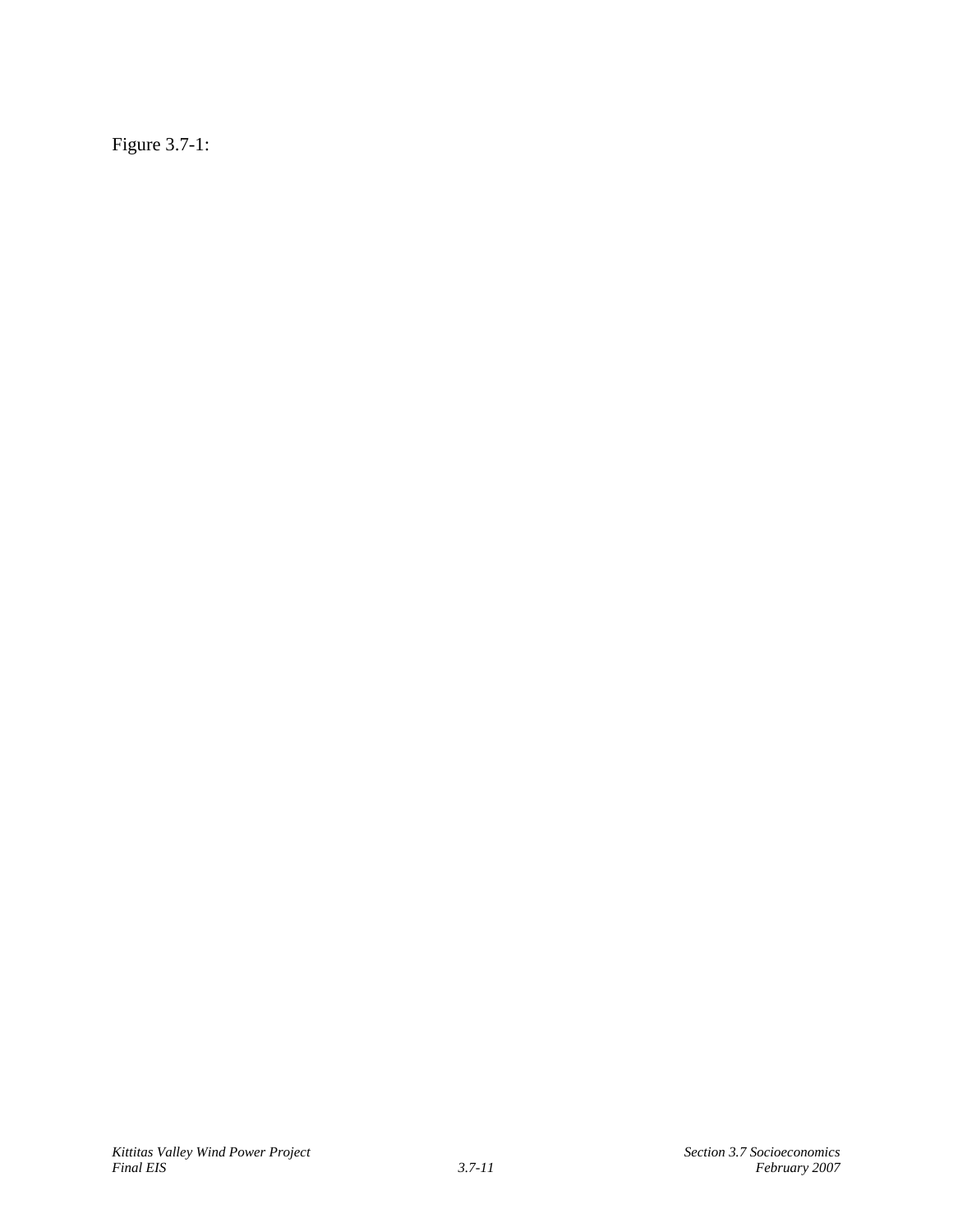Figure 3.7-1: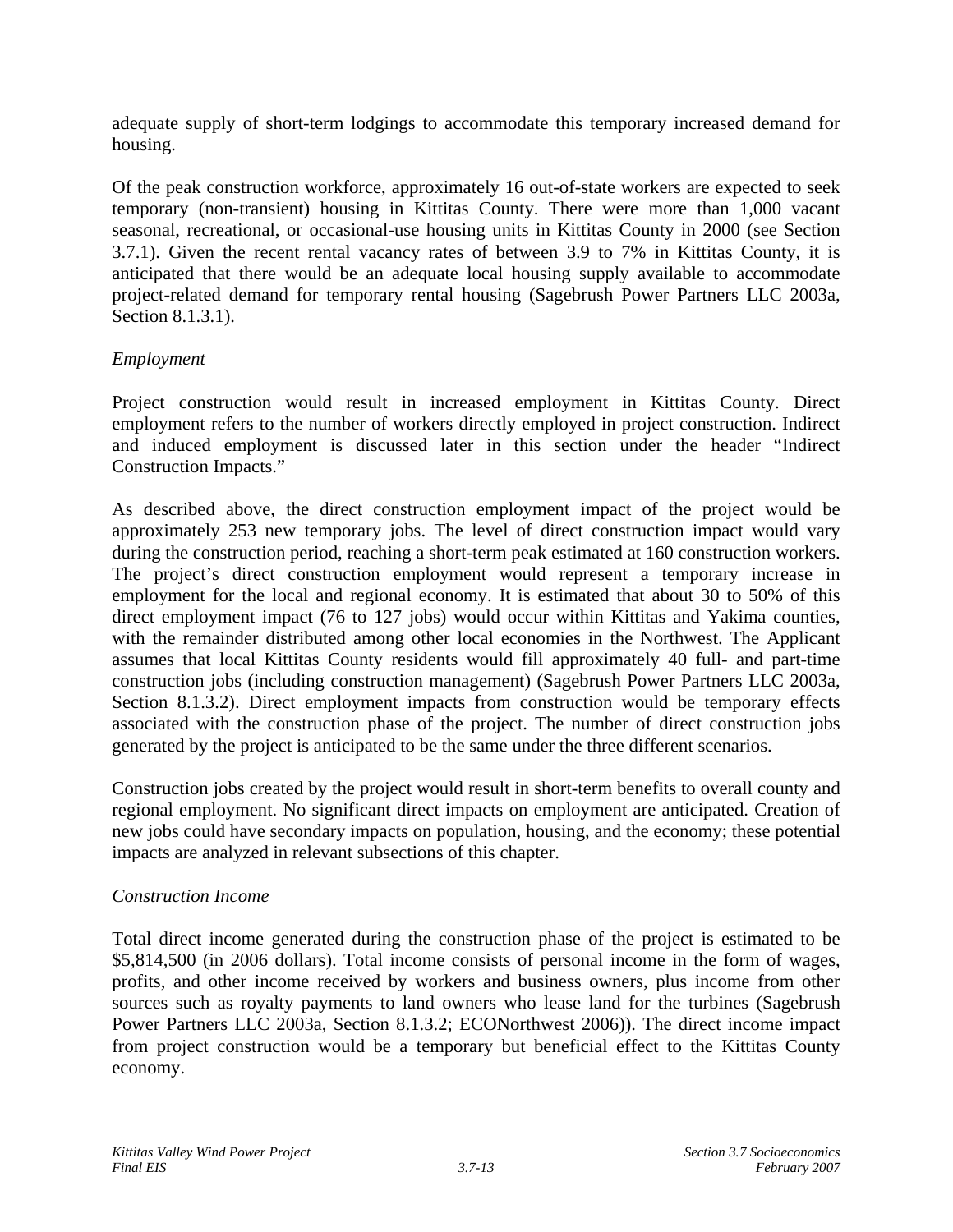adequate supply of short-term lodgings to accommodate this temporary increased demand for housing.

Of the peak construction workforce, approximately 16 out-of-state workers are expected to seek temporary (non-transient) housing in Kittitas County. There were more than 1,000 vacant seasonal, recreational, or occasional-use housing units in Kittitas County in 2000 (see Section 3.7.1). Given the recent rental vacancy rates of between 3.9 to 7% in Kittitas County, it is anticipated that there would be an adequate local housing supply available to accommodate project-related demand for temporary rental housing (Sagebrush Power Partners LLC 2003a, Section 8.1.3.1).

*Employment*

Project construction would result in increased employment in Kittitas County. Direct employment refers to the number of workers directly employed in project construction. Indirect and induced employment is discussed later in this section under the header "Indirect Construction Impacts."

As described above, the direct construction employment impact of the project would be approximately 253 new temporary jobs. The level of direct construction impact would vary during the construction period, reaching a short-term peak estimated at 160 construction workers. The project's direct construction employment would represent a temporary increase in employment for the local and regional economy. It is estimated that about 30 to 50% of this direct employment impact (76 to 127 jobs) would occur within Kittitas and Yakima counties, with the remainder distributed among other local economies in the Northwest. The Applicant assumes that local Kittitas County residents would fill approximately 40 full- and part-time construction jobs (including construction management) (Sagebrush Power Partners LLC 2003a, Section 8.1.3.2). Direct employment impacts from construction would be temporary effects associated with the construction phase of the project. The number of direct construction jobs generated by the project is anticipated to be the same under the three different scenarios.

Construction jobs created by the project would result in short-term benefits to overall county and regional employment. No significant direct impacts on employment are anticipated. Creation of new jobs could have secondary impacts on population, housing, and the economy; these potential impacts are analyzed in relevant subsections of this chapter.

*Construction Income*

Total direct income generated during the construction phase of the project is estimated to be $5,814,500 (in 2006 dollars). Total income consists of personal income in the form of wages, profits, and other income received by workers and business owners, plus income from other sources such as royalty payments to land owners who lease land for the turbines (Sagebrush Power Partners LLC 2003a, Section 8.1.3.2; ECONorthwest 2006)). The direct income impact from project construction would be a temporary but beneficial effect to the Kittitas County economy.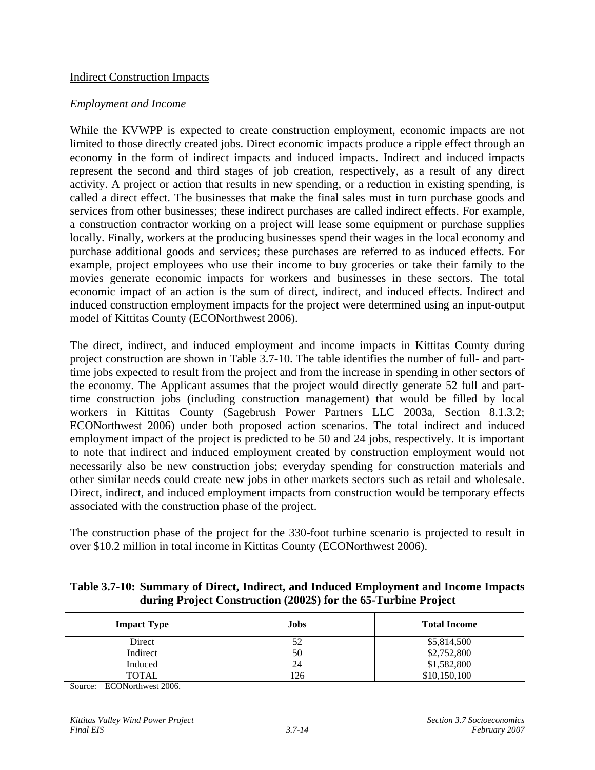Indirect Construction Impacts

*Employment and Income*

While the KVWPP is expected to create construction employment, economic impacts are not limited to those directly created jobs. Direct economic impacts produce a ripple effect through an economy in the form of indirect impacts and induced impacts. Indirect and induced impacts represent the second and third stages of job creation, respectively, as a result of any direct activity. A project or action that results in new spending, or a reduction in existing spending, is called a direct effect. The businesses that make the final sales must in turn purchase goods and services from other businesses; these indirect purchases are called indirect effects. For example, a construction contractor working on a project will lease some equipment or purchase supplies locally. Finally, workers at the producing businesses spend their wages in the local economy and purchase additional goods and services; these purchases are referred to as induced effects. For example, project employees who use their income to buy groceries or take their family to the movies generate economic impacts for workers and businesses in these sectors. The total economic impact of an action is the sum of direct, indirect, and induced effects. Indirect and induced construction employment impacts for the project were determined using an input-output model of Kittitas County (ECONorthwest 2006).

The direct, indirect, and induced employment and income impacts in Kittitas County during project construction are shown in Table 3.7-10. The table identifies the number of full- and part-time jobs expected to result from the project and from the increase in spending in other sectors of the economy. The Applicant assumes that the project would directly generate 52 full and part-time construction jobs (including construction management) that would be filled by local workers in Kittitas County (Sagebrush Power Partners LLC 2003a, Section 8.1.3.2; ECONorthwest 2006) under both proposed action scenarios. The total indirect and induced employment impact of the project is predicted to be 50 and 24 jobs, respectively. It is important to note that indirect and induced employment created by construction employment would not necessarily also be new construction jobs; everyday spending for construction materials and other similar needs could create new jobs in other markets sectors such as retail and wholesale. Direct, indirect, and induced employment impacts from construction would be temporary effects associated with the construction phase of the project.

The construction phase of the project for the 330-foot turbine scenario is projected to result in over $10.2 million in total income in Kittitas County (ECONorthwest 2006).

**Table 3.7-10: Summary of Direct, Indirect, and Induced Employment and Income Impacts during Project Construction (2002$) for the 65-Turbine Project**

| Impact Type | Jobs | Total Income |
|---|---|---|
| Direct | 52 | $5,814,500 |
| Indirect | 50 | $2,752,800 |
| Induced | 24 | $1,582,800 |
| TOTAL | 126 | $10,150,100 |

Source: ECONorthwest 2006.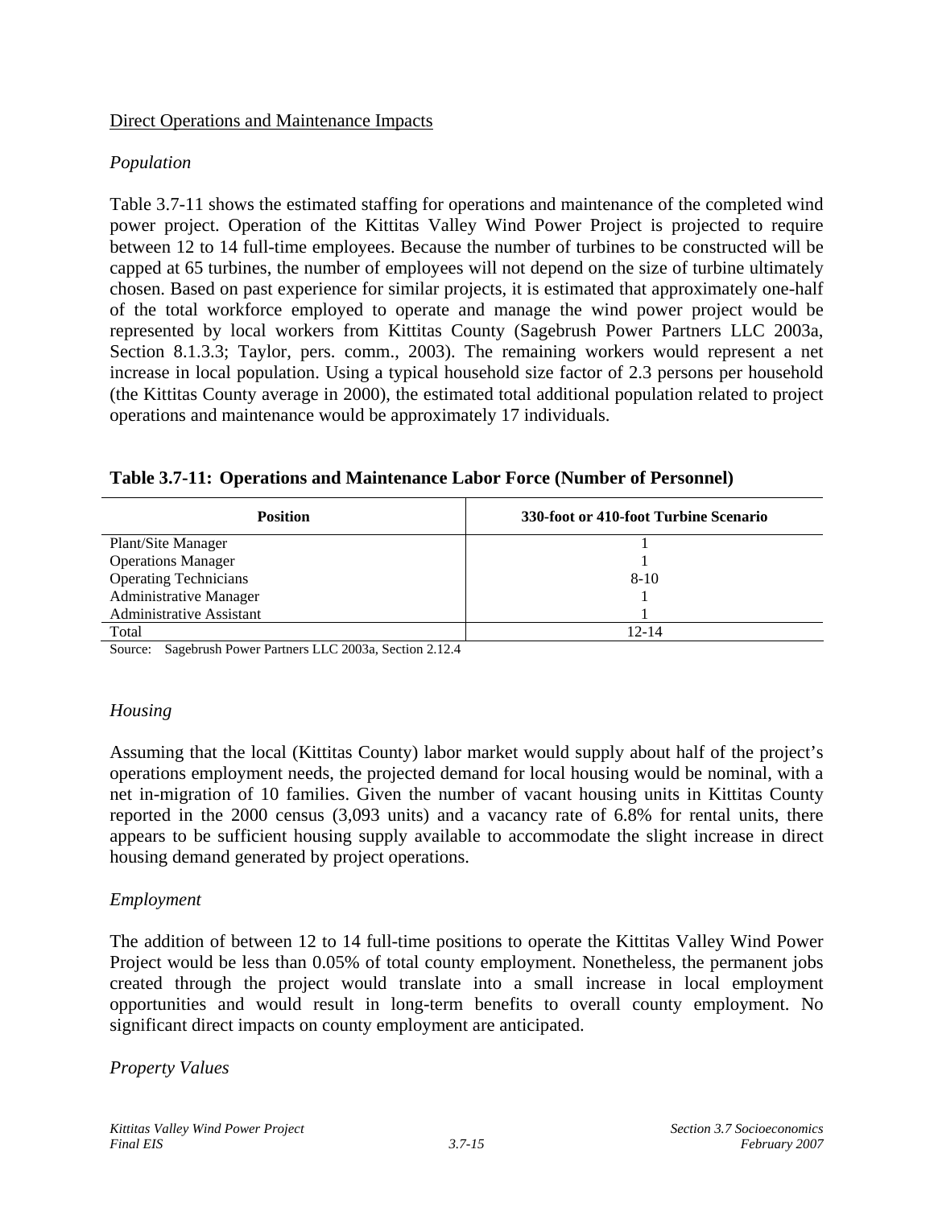Direct Operations and Maintenance Impacts

*Population*

Table 3.7-11 shows the estimated staffing for operations and maintenance of the completed wind power project. Operation of the Kittitas Valley Wind Power Project is projected to require between 12 to 14 full-time employees. Because the number of turbines to be constructed will be capped at 65 turbines, the number of employees will not depend on the size of turbine ultimately chosen. Based on past experience for similar projects, it is estimated that approximately one-half of the total workforce employed to operate and manage the wind power project would be represented by local workers from Kittitas County (Sagebrush Power Partners LLC 2003a, Section 8.1.3.3; Taylor, pers. comm., 2003). The remaining workers would represent a net increase in local population. Using a typical household size factor of 2.3 persons per household (the Kittitas County average in 2000), the estimated total additional population related to project operations and maintenance would be approximately 17 individuals.

**Table 3.7-11: Operations and Maintenance Labor Force (Number of Personnel)**

| Position | 330-foot or 410-foot Turbine Scenario |
|---|---|
| Plant/Site Manager | 1 |
| Operations Manager | 1 |
| Operating Technicians | 8-10 |
| Administrative Manager | 1 |
| Administrative Assistant | 1 |
| Total | 12-14 |

Source: Sagebrush Power Partners LLC 2003a, Section 2.12.4

*Housing*

Assuming that the local (Kittitas County) labor market would supply about half of the project's operations employment needs, the projected demand for local housing would be nominal, with a net in-migration of 10 families. Given the number of vacant housing units in Kittitas County reported in the 2000 census (3,093 units) and a vacancy rate of 6.8% for rental units, there appears to be sufficient housing supply available to accommodate the slight increase in direct housing demand generated by project operations.

*Employment*

The addition of between 12 to 14 full-time positions to operate the Kittitas Valley Wind Power Project would be less than 0.05% of total county employment. Nonetheless, the permanent jobs created through the project would translate into a small increase in local employment opportunities and would result in long-term benefits to overall county employment. No significant direct impacts on county employment are anticipated.

*Property Values*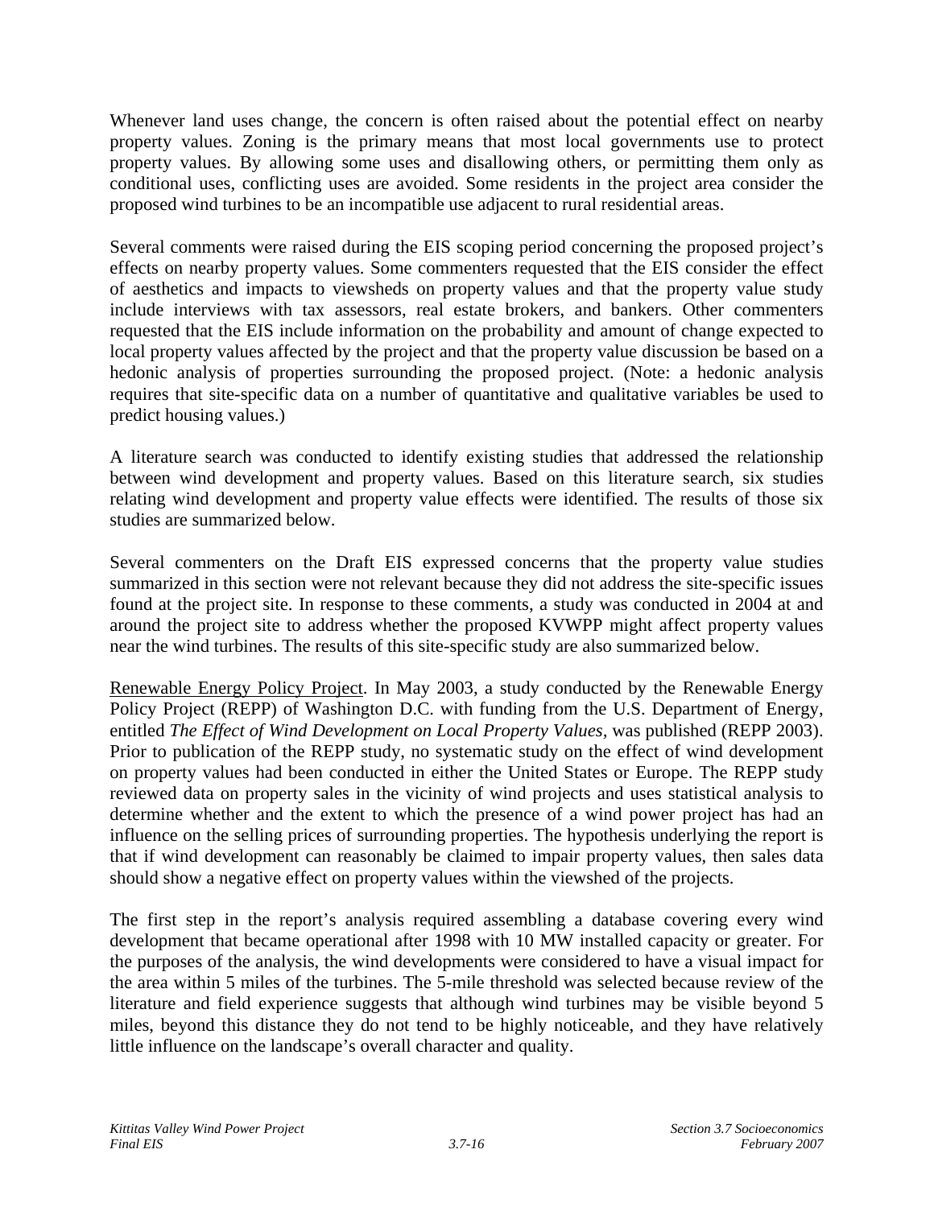Whenever land uses change, the concern is often raised about the potential effect on nearby property values. Zoning is the primary means that most local governments use to protect property values. By allowing some uses and disallowing others, or permitting them only as conditional uses, conflicting uses are avoided. Some residents in the project area consider the proposed wind turbines to be an incompatible use adjacent to rural residential areas.

Several comments were raised during the EIS scoping period concerning the proposed project's effects on nearby property values. Some commenters requested that the EIS consider the effect of aesthetics and impacts to viewsheds on property values and that the property value study include interviews with tax assessors, real estate brokers, and bankers. Other commenters requested that the EIS include information on the probability and amount of change expected to local property values affected by the project and that the property value discussion be based on a hedonic analysis of properties surrounding the proposed project. (Note: a hedonic analysis requires that site-specific data on a number of quantitative and qualitative variables be used to predict housing values.)

A literature search was conducted to identify existing studies that addressed the relationship between wind development and property values. Based on this literature search, six studies relating wind development and property value effects were identified. The results of those six studies are summarized below.

Several commenters on the Draft EIS expressed concerns that the property value studies summarized in this section were not relevant because they did not address the site-specific issues found at the project site. In response to these comments, a study was conducted in 2004 at and around the project site to address whether the proposed KVWPP might affect property values near the wind turbines. The results of this site-specific study are also summarized below.

<u>Renewable Energy Policy Project</u>. In May 2003, a study conducted by the Renewable Energy Policy Project (REPP) of Washington D.C. with funding from the U.S. Department of Energy, entitled *The Effect of Wind Development on Local Property Values,* was published (REPP 2003). Prior to publication of the REPP study, no systematic study on the effect of wind development on property values had been conducted in either the United States or Europe. The REPP study reviewed data on property sales in the vicinity of wind projects and uses statistical analysis to determine whether and the extent to which the presence of a wind power project has had an influence on the selling prices of surrounding properties. The hypothesis underlying the report is that if wind development can reasonably be claimed to impair property values, then sales data should show a negative effect on property values within the viewshed of the projects.

The first step in the report's analysis required assembling a database covering every wind development that became operational after 1998 with 10 MW installed capacity or greater. For the purposes of the analysis, the wind developments were considered to have a visual impact for the area within 5 miles of the turbines. The 5-mile threshold was selected because review of the literature and field experience suggests that although wind turbines may be visible beyond 5 miles, beyond this distance they do not tend to be highly noticeable, and they have relatively little influence on the landscape's overall character and quality.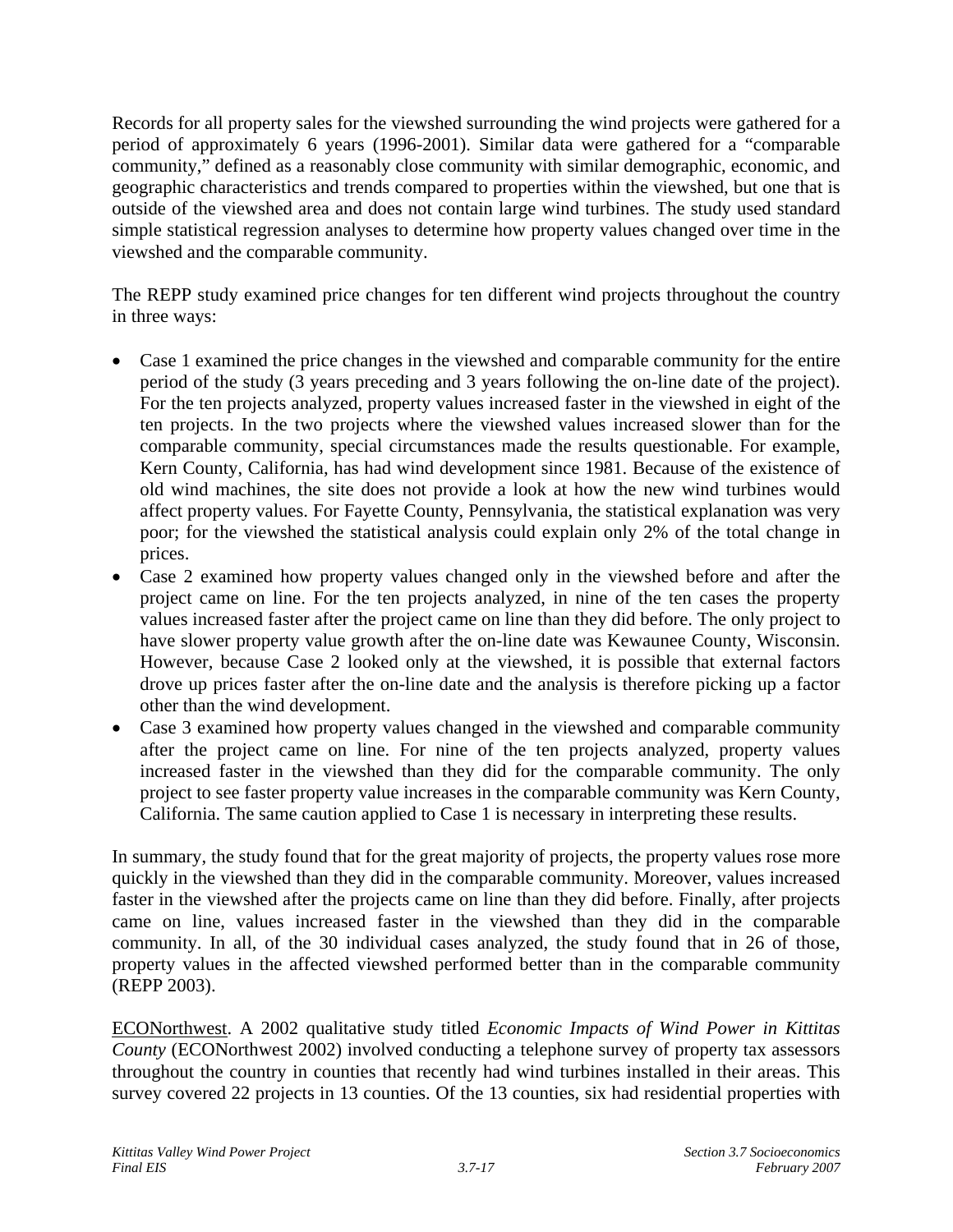Records for all property sales for the viewshed surrounding the wind projects were gathered for a period of approximately 6 years (1996-2001). Similar data were gathered for a "comparable community," defined as a reasonably close community with similar demographic, economic, and geographic characteristics and trends compared to properties within the viewshed, but one that is outside of the viewshed area and does not contain large wind turbines. The study used standard simple statistical regression analyses to determine how property values changed over time in the viewshed and the comparable community.

The REPP study examined price changes for ten different wind projects throughout the country in three ways:

- Case 1 examined the price changes in the viewshed and comparable community for the entire period of the study (3 years preceding and 3 years following the on-line date of the project). For the ten projects analyzed, property values increased faster in the viewshed in eight of the ten projects. In the two projects where the viewshed values increased slower than for the comparable community, special circumstances made the results questionable. For example, Kern County, California, has had wind development since 1981. Because of the existence of old wind machines, the site does not provide a look at how the new wind turbines would affect property values. For Fayette County, Pennsylvania, the statistical explanation was very poor; for the viewshed the statistical analysis could explain only 2% of the total change in prices.
- Case 2 examined how property values changed only in the viewshed before and after the project came on line. For the ten projects analyzed, in nine of the ten cases the property values increased faster after the project came on line than they did before. The only project to have slower property value growth after the on-line date was Kewaunee County, Wisconsin. However, because Case 2 looked only at the viewshed, it is possible that external factors drove up prices faster after the on-line date and the analysis is therefore picking up a factor other than the wind development.
- Case 3 examined how property values changed in the viewshed and comparable community after the project came on line. For nine of the ten projects analyzed, property values increased faster in the viewshed than they did for the comparable community. The only project to see faster property value increases in the comparable community was Kern County, California. The same caution applied to Case 1 is necessary in interpreting these results.

In summary, the study found that for the great majority of projects, the property values rose more quickly in the viewshed than they did in the comparable community. Moreover, values increased faster in the viewshed after the projects came on line than they did before. Finally, after projects came on line, values increased faster in the viewshed than they did in the comparable community. In all, of the 30 individual cases analyzed, the study found that in 26 of those, property values in the affected viewshed performed better than in the comparable community (REPP 2003).

ECONorthwest. A 2002 qualitative study titled *Economic Impacts of Wind Power in Kittitas County* (ECONorthwest 2002) involved conducting a telephone survey of property tax assessors throughout the country in counties that recently had wind turbines installed in their areas. This survey covered 22 projects in 13 counties. Of the 13 counties, six had residential properties with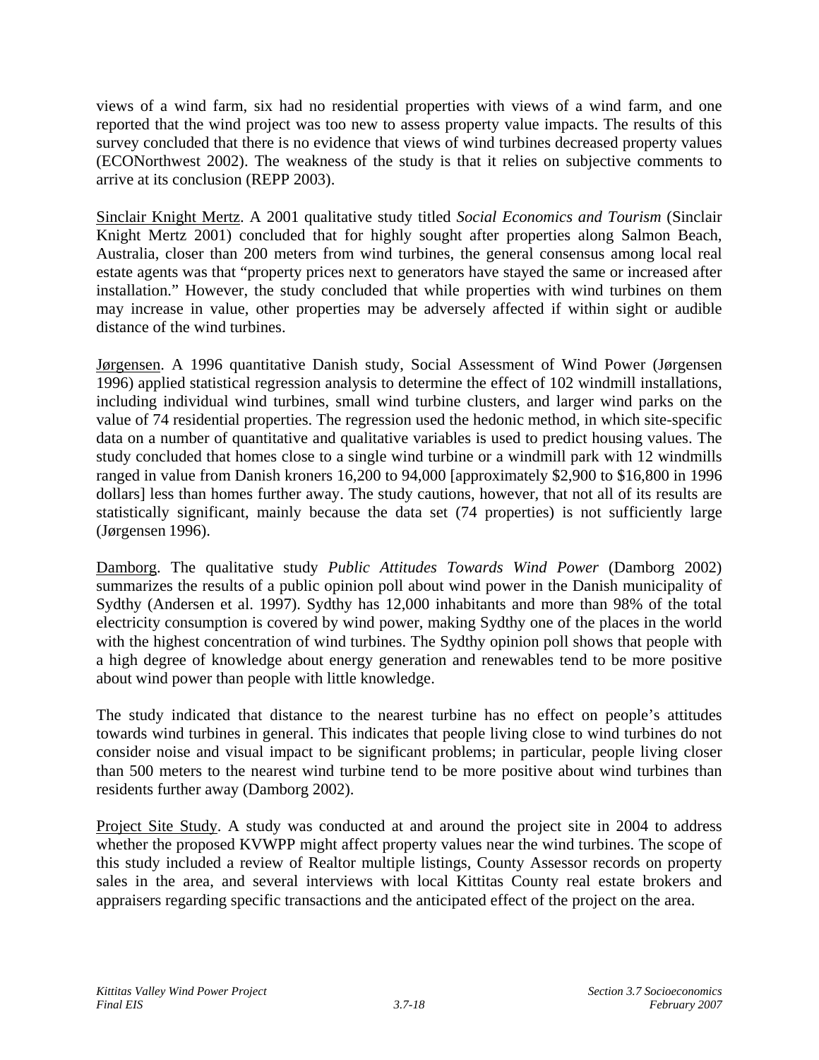views of a wind farm, six had no residential properties with views of a wind farm, and one reported that the wind project was too new to assess property value impacts. The results of this survey concluded that there is no evidence that views of wind turbines decreased property values (ECONorthwest 2002). The weakness of the study is that it relies on subjective comments to arrive at its conclusion (REPP 2003).

<u>Sinclair Knight Mertz</u>. A 2001 qualitative study titled *Social Economics and Tourism* (Sinclair Knight Mertz 2001) concluded that for highly sought after properties along Salmon Beach, Australia, closer than 200 meters from wind turbines, the general consensus among local real estate agents was that "property prices next to generators have stayed the same or increased after installation." However, the study concluded that while properties with wind turbines on them may increase in value, other properties may be adversely affected if within sight or audible distance of the wind turbines.

<u>Jørgensen</u>. A 1996 quantitative Danish study, Social Assessment of Wind Power (Jørgensen 1996) applied statistical regression analysis to determine the effect of 102 windmill installations, including individual wind turbines, small wind turbine clusters, and larger wind parks on the value of 74 residential properties. The regression used the hedonic method, in which site-specific data on a number of quantitative and qualitative variables is used to predict housing values. The study concluded that homes close to a single wind turbine or a windmill park with 12 windmills ranged in value from Danish kroners 16,200 to 94,000 [approximately $2,900 to $16,800 in 1996 dollars] less than homes further away. The study cautions, however, that not all of its results are statistically significant, mainly because the data set (74 properties) is not sufficiently large (Jørgensen 1996).

<u>Damborg</u>. The qualitative study *Public Attitudes Towards Wind Power* (Damborg 2002) summarizes the results of a public opinion poll about wind power in the Danish municipality of Sydthy (Andersen et al. 1997). Sydthy has 12,000 inhabitants and more than 98% of the total electricity consumption is covered by wind power, making Sydthy one of the places in the world with the highest concentration of wind turbines. The Sydthy opinion poll shows that people with a high degree of knowledge about energy generation and renewables tend to be more positive about wind power than people with little knowledge.

The study indicated that distance to the nearest turbine has no effect on people's attitudes towards wind turbines in general. This indicates that people living close to wind turbines do not consider noise and visual impact to be significant problems; in particular, people living closer than 500 meters to the nearest wind turbine tend to be more positive about wind turbines than residents further away (Damborg 2002).

<u>Project Site Study</u>. A study was conducted at and around the project site in 2004 to address whether the proposed KVWPP might affect property values near the wind turbines. The scope of this study included a review of Realtor multiple listings, County Assessor records on property sales in the area, and several interviews with local Kittitas County real estate brokers and appraisers regarding specific transactions and the anticipated effect of the project on the area.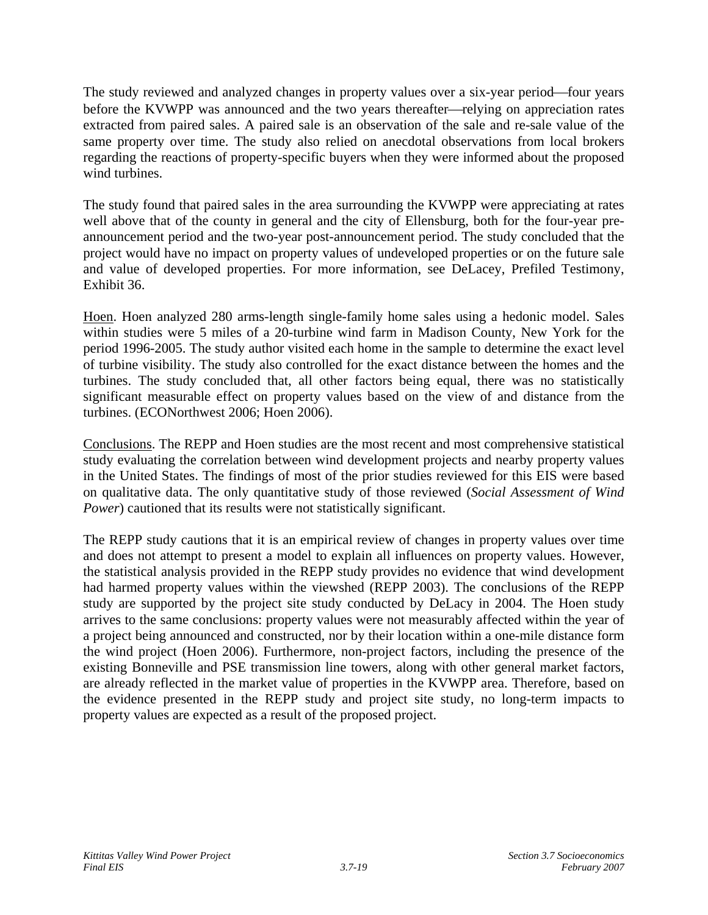The study reviewed and analyzed changes in property values over a six-year period—four years before the KVWPP was announced and the two years thereafter—relying on appreciation rates extracted from paired sales. A paired sale is an observation of the sale and re-sale value of the same property over time. The study also relied on anecdotal observations from local brokers regarding the reactions of property-specific buyers when they were informed about the proposed wind turbines.

The study found that paired sales in the area surrounding the KVWPP were appreciating at rates well above that of the county in general and the city of Ellensburg, both for the four-year pre-announcement period and the two-year post-announcement period. The study concluded that the project would have no impact on property values of undeveloped properties or on the future sale and value of developed properties. For more information, see DeLacey, Prefiled Testimony, Exhibit 36.

Hoen. Hoen analyzed 280 arms-length single-family home sales using a hedonic model. Sales within studies were 5 miles of a 20-turbine wind farm in Madison County, New York for the period 1996-2005. The study author visited each home in the sample to determine the exact level of turbine visibility. The study also controlled for the exact distance between the homes and the turbines. The study concluded that, all other factors being equal, there was no statistically significant measurable effect on property values based on the view of and distance from the turbines. (ECONorthwest 2006; Hoen 2006).

Conclusions. The REPP and Hoen studies are the most recent and most comprehensive statistical study evaluating the correlation between wind development projects and nearby property values in the United States. The findings of most of the prior studies reviewed for this EIS were based on qualitative data. The only quantitative study of those reviewed (*Social Assessment of Wind Power*) cautioned that its results were not statistically significant.

The REPP study cautions that it is an empirical review of changes in property values over time and does not attempt to present a model to explain all influences on property values. However, the statistical analysis provided in the REPP study provides no evidence that wind development had harmed property values within the viewshed (REPP 2003). The conclusions of the REPP study are supported by the project site study conducted by DeLacy in 2004. The Hoen study arrives to the same conclusions: property values were not measurably affected within the year of a project being announced and constructed, nor by their location within a one-mile distance form the wind project (Hoen 2006). Furthermore, non-project factors, including the presence of the existing Bonneville and PSE transmission line towers, along with other general market factors, are already reflected in the market value of properties in the KVWPP area. Therefore, based on the evidence presented in the REPP study and project site study, no long-term impacts to property values are expected as a result of the proposed project.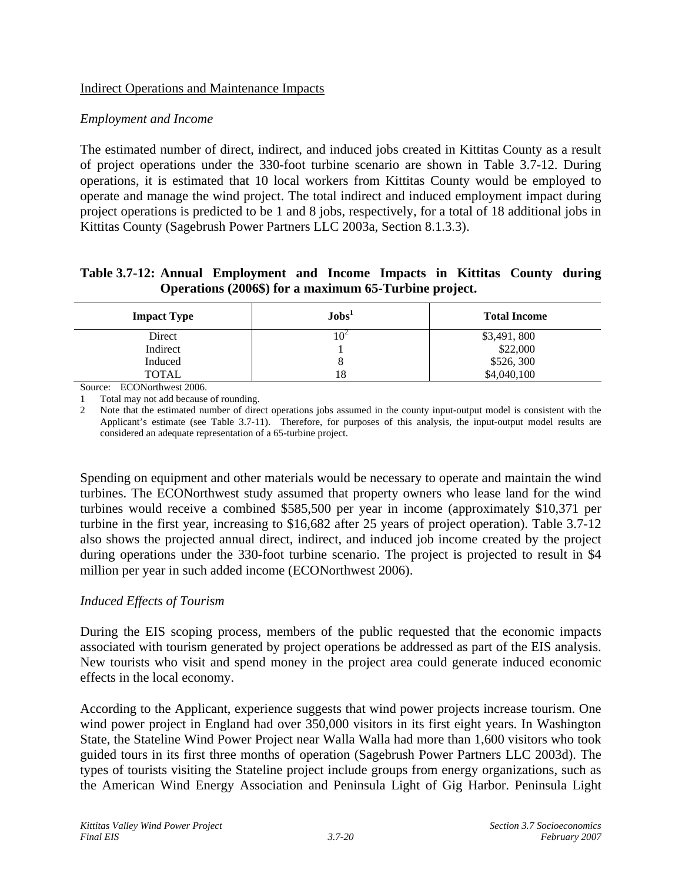Indirect Operations and Maintenance Impacts

*Employment and Income*

The estimated number of direct, indirect, and induced jobs created in Kittitas County as a result of project operations under the 330-foot turbine scenario are shown in Table 3.7-12. During operations, it is estimated that 10 local workers from Kittitas County would be employed to operate and manage the wind project. The total indirect and induced employment impact during project operations is predicted to be 1 and 8 jobs, respectively, for a total of 18 additional jobs in Kittitas County (Sagebrush Power Partners LLC 2003a, Section 8.1.3.3).

**Table 3.7-12: Annual Employment and Income Impacts in Kittitas County during Operations (2006$) for a maximum 65-Turbine project.**

| Impact Type | Jobs[1] | Total Income |
|---|---|---|
| Direct | 10[2] | \$3,491, 800 |
| Indirect | 1 | \$22,000 |
| Induced | 8 | \$526, 300 |
| TOTAL | 18 | \$4,040,100 |

Source: ECONorthwest 2006.

1 Total may not add because of rounding.

2 Note that the estimated number of direct operations jobs assumed in the county input-output model is consistent with the Applicant's estimate (see Table 3.7-11). Therefore, for purposes of this analysis, the input-output model results are considered an adequate representation of a 65-turbine project.

Spending on equipment and other materials would be necessary to operate and maintain the wind turbines. The ECONorthwest study assumed that property owners who lease land for the wind turbines would receive a combined \$585,500 per year in income (approximately \$10,371 per turbine in the first year, increasing to \$16,682 after 25 years of project operation). Table 3.7-12 also shows the projected annual direct, indirect, and induced job income created by the project during operations under the 330-foot turbine scenario. The project is projected to result in \$4 million per year in such added income (ECONorthwest 2006).

*Induced Effects of Tourism*

During the EIS scoping process, members of the public requested that the economic impacts associated with tourism generated by project operations be addressed as part of the EIS analysis. New tourists who visit and spend money in the project area could generate induced economic effects in the local economy.

According to the Applicant, experience suggests that wind power projects increase tourism. One wind power project in England had over 350,000 visitors in its first eight years. In Washington State, the Stateline Wind Power Project near Walla Walla had more than 1,600 visitors who took guided tours in its first three months of operation (Sagebrush Power Partners LLC 2003d). The types of tourists visiting the Stateline project include groups from energy organizations, such as the American Wind Energy Association and Peninsula Light of Gig Harbor. Peninsula Light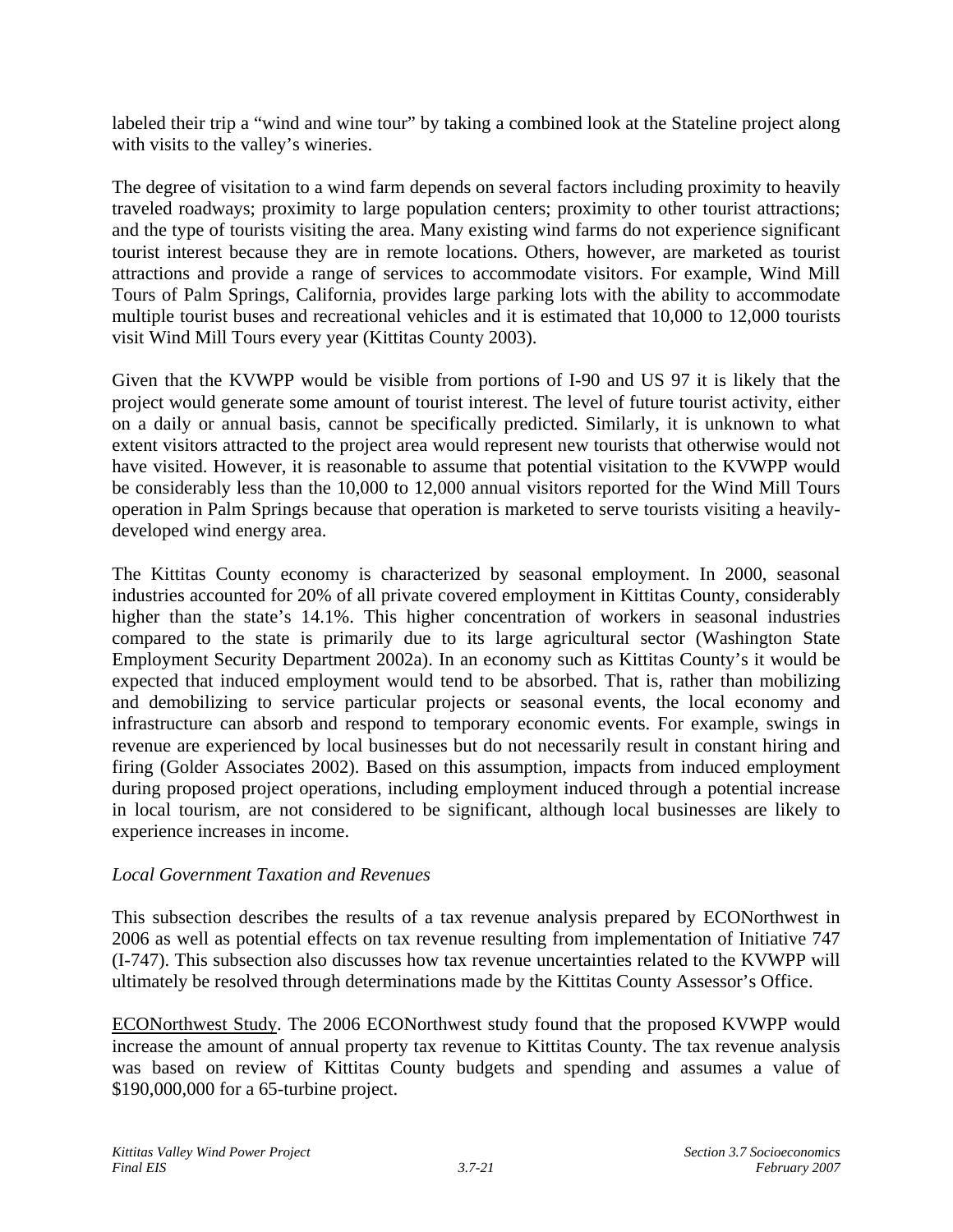labeled their trip a "wind and wine tour" by taking a combined look at the Stateline project along with visits to the valley's wineries.

The degree of visitation to a wind farm depends on several factors including proximity to heavily traveled roadways; proximity to large population centers; proximity to other tourist attractions; and the type of tourists visiting the area. Many existing wind farms do not experience significant tourist interest because they are in remote locations. Others, however, are marketed as tourist attractions and provide a range of services to accommodate visitors. For example, Wind Mill Tours of Palm Springs, California, provides large parking lots with the ability to accommodate multiple tourist buses and recreational vehicles and it is estimated that 10,000 to 12,000 tourists visit Wind Mill Tours every year (Kittitas County 2003).

Given that the KVWPP would be visible from portions of I-90 and US 97 it is likely that the project would generate some amount of tourist interest. The level of future tourist activity, either on a daily or annual basis, cannot be specifically predicted. Similarly, it is unknown to what extent visitors attracted to the project area would represent new tourists that otherwise would not have visited. However, it is reasonable to assume that potential visitation to the KVWPP would be considerably less than the 10,000 to 12,000 annual visitors reported for the Wind Mill Tours operation in Palm Springs because that operation is marketed to serve tourists visiting a heavily-developed wind energy area.

The Kittitas County economy is characterized by seasonal employment. In 2000, seasonal industries accounted for 20% of all private covered employment in Kittitas County, considerably higher than the state's 14.1%. This higher concentration of workers in seasonal industries compared to the state is primarily due to its large agricultural sector (Washington State Employment Security Department 2002a). In an economy such as Kittitas County's it would be expected that induced employment would tend to be absorbed. That is, rather than mobilizing and demobilizing to service particular projects or seasonal events, the local economy and infrastructure can absorb and respond to temporary economic events. For example, swings in revenue are experienced by local businesses but do not necessarily result in constant hiring and firing (Golder Associates 2002). Based on this assumption, impacts from induced employment during proposed project operations, including employment induced through a potential increase in local tourism, are not considered to be significant, although local businesses are likely to experience increases in income.

*Local Government Taxation and Revenues*

This subsection describes the results of a tax revenue analysis prepared by ECONorthwest in 2006 as well as potential effects on tax revenue resulting from implementation of Initiative 747 (I-747). This subsection also discusses how tax revenue uncertainties related to the KVWPP will ultimately be resolved through determinations made by the Kittitas County Assessor's Office.

<u>ECONorthwest Study</u>. The 2006 ECONorthwest study found that the proposed KVWPP would increase the amount of annual property tax revenue to Kittitas County. The tax revenue analysis was based on review of Kittitas County budgets and spending and assumes a value of $190,000,000 for a 65-turbine project.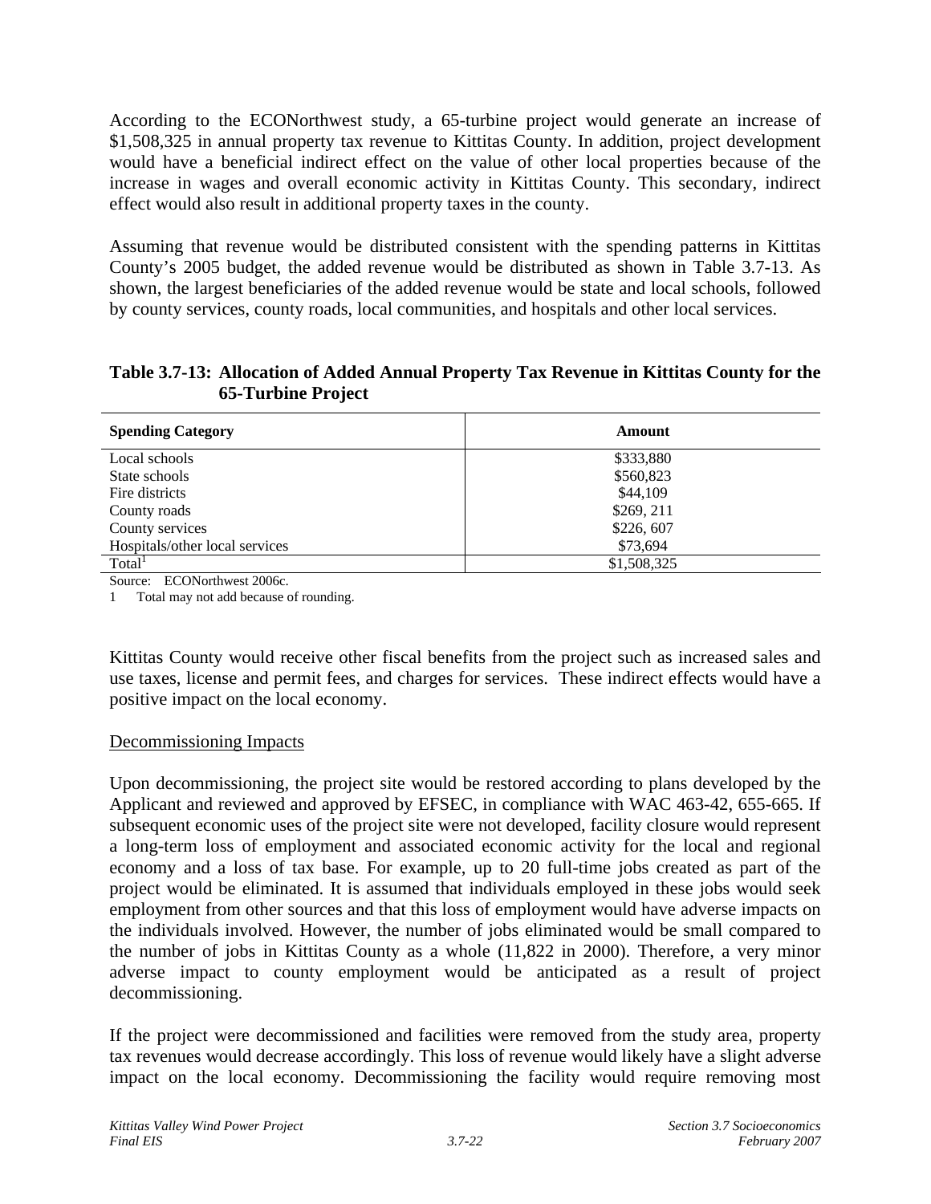According to the ECONorthwest study, a 65-turbine project would generate an increase of $1,508,325 in annual property tax revenue to Kittitas County. In addition, project development would have a beneficial indirect effect on the value of other local properties because of the increase in wages and overall economic activity in Kittitas County. This secondary, indirect effect would also result in additional property taxes in the county.

Assuming that revenue would be distributed consistent with the spending patterns in Kittitas County's 2005 budget, the added revenue would be distributed as shown in Table 3.7-13. As shown, the largest beneficiaries of the added revenue would be state and local schools, followed by county services, county roads, local communities, and hospitals and other local services.

**Table 3.7-13: Allocation of Added Annual Property Tax Revenue in Kittitas County for the 65-Turbine Project**

| Spending Category | Amount |
|---|---|
| Local schools | $333,880 |
| State schools | $560,823 |
| Fire districts | $44,109 |
| County roads | $269, 211 |
| County services | $226, 607 |
| Hospitals/other local services | $73,694 |
| Total[1] | $1,508,325 |

Source: ECONorthwest 2006c.

1 Total may not add because of rounding.

Kittitas County would receive other fiscal benefits from the project such as increased sales and use taxes, license and permit fees, and charges for services. These indirect effects would have a positive impact on the local economy.

Decommissioning Impacts

Upon decommissioning, the project site would be restored according to plans developed by the Applicant and reviewed and approved by EFSEC, in compliance with WAC 463-42, 655-665. If subsequent economic uses of the project site were not developed, facility closure would represent a long-term loss of employment and associated economic activity for the local and regional economy and a loss of tax base. For example, up to 20 full-time jobs created as part of the project would be eliminated. It is assumed that individuals employed in these jobs would seek employment from other sources and that this loss of employment would have adverse impacts on the individuals involved. However, the number of jobs eliminated would be small compared to the number of jobs in Kittitas County as a whole (11,822 in 2000). Therefore, a very minor adverse impact to county employment would be anticipated as a result of project decommissioning.

If the project were decommissioned and facilities were removed from the study area, property tax revenues would decrease accordingly. This loss of revenue would likely have a slight adverse impact on the local economy. Decommissioning the facility would require removing most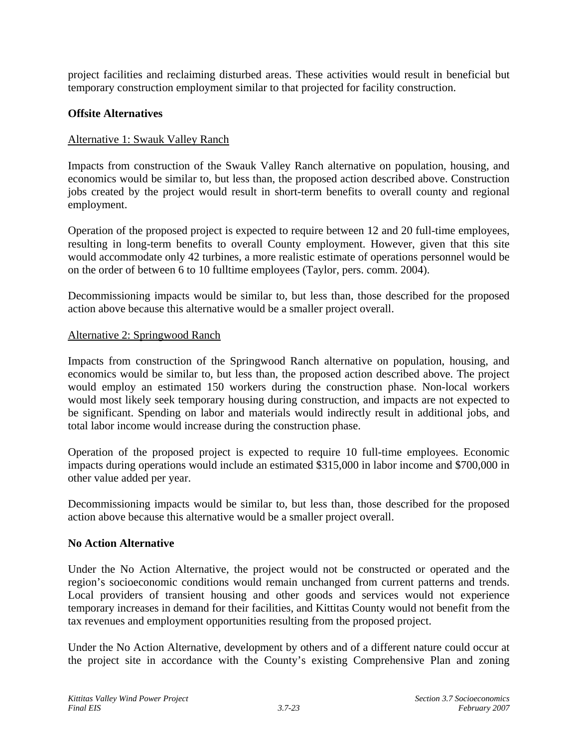project facilities and reclaiming disturbed areas. These activities would result in beneficial but temporary construction employment similar to that projected for facility construction.

**Offsite Alternatives**

Alternative 1: Swauk Valley Ranch

Impacts from construction of the Swauk Valley Ranch alternative on population, housing, and economics would be similar to, but less than, the proposed action described above. Construction jobs created by the project would result in short-term benefits to overall county and regional employment.

Operation of the proposed project is expected to require between 12 and 20 full-time employees, resulting in long-term benefits to overall County employment. However, given that this site would accommodate only 42 turbines, a more realistic estimate of operations personnel would be on the order of between 6 to 10 fulltime employees (Taylor, pers. comm. 2004).

Decommissioning impacts would be similar to, but less than, those described for the proposed action above because this alternative would be a smaller project overall.

Alternative 2: Springwood Ranch

Impacts from construction of the Springwood Ranch alternative on population, housing, and economics would be similar to, but less than, the proposed action described above. The project would employ an estimated 150 workers during the construction phase. Non-local workers would most likely seek temporary housing during construction, and impacts are not expected to be significant. Spending on labor and materials would indirectly result in additional jobs, and total labor income would increase during the construction phase.

Operation of the proposed project is expected to require 10 full-time employees. Economic impacts during operations would include an estimated $315,000 in labor income and $700,000 in other value added per year.

Decommissioning impacts would be similar to, but less than, those described for the proposed action above because this alternative would be a smaller project overall.

**No Action Alternative**

Under the No Action Alternative, the project would not be constructed or operated and the region's socioeconomic conditions would remain unchanged from current patterns and trends. Local providers of transient housing and other goods and services would not experience temporary increases in demand for their facilities, and Kittitas County would not benefit from the tax revenues and employment opportunities resulting from the proposed project.

Under the No Action Alternative, development by others and of a different nature could occur at the project site in accordance with the County's existing Comprehensive Plan and zoning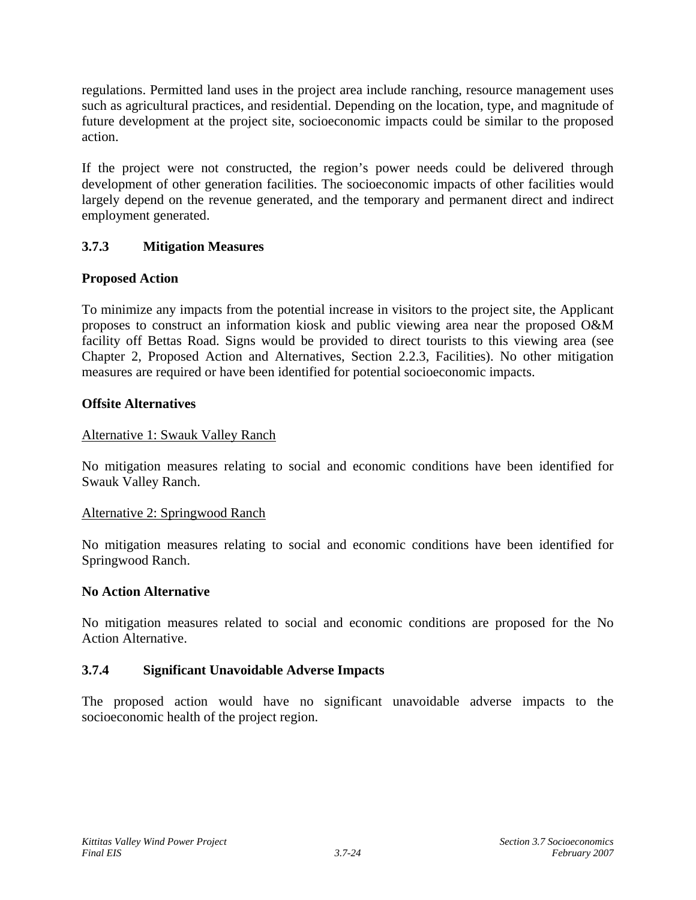regulations. Permitted land uses in the project area include ranching, resource management uses such as agricultural practices, and residential. Depending on the location, type, and magnitude of future development at the project site, socioeconomic impacts could be similar to the proposed action.

If the project were not constructed, the region's power needs could be delivered through development of other generation facilities. The socioeconomic impacts of other facilities would largely depend on the revenue generated, and the temporary and permanent direct and indirect employment generated.

### 3.7.3 Mitigation Measures

**Proposed Action**

To minimize any impacts from the potential increase in visitors to the project site, the Applicant proposes to construct an information kiosk and public viewing area near the proposed O&M facility off Bettas Road. Signs would be provided to direct tourists to this viewing area (see Chapter 2, Proposed Action and Alternatives, Section 2.2.3, Facilities). No other mitigation measures are required or have been identified for potential socioeconomic impacts.

**Offsite Alternatives**

<u>Alternative 1: Swauk Valley Ranch</u>

No mitigation measures relating to social and economic conditions have been identified for Swauk Valley Ranch.

<u>Alternative 2: Springwood Ranch</u>

No mitigation measures relating to social and economic conditions have been identified for Springwood Ranch.

**No Action Alternative**

No mitigation measures related to social and economic conditions are proposed for the No Action Alternative.

### 3.7.4 Significant Unavoidable Adverse Impacts

The proposed action would have no significant unavoidable adverse impacts to the socioeconomic health of the project region.